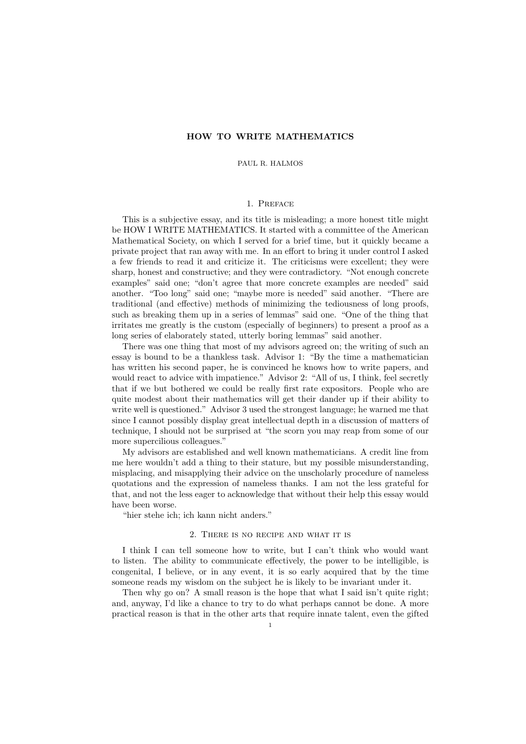# HOW TO WRITE MATHEMATICS

PAUL R. HALMOS

## 1. Preface

This is a subjective essay, and its title is misleading; a more honest title might be HOW I WRITE MATHEMATICS. It started with a committee of the American Mathematical Society, on which I served for a brief time, but it quickly became a private project that ran away with me. In an effort to bring it under control I asked a few friends to read it and criticize it. The criticisms were excellent; they were sharp, honest and constructive; and they were contradictory. "Not enough concrete examples" said one; "don't agree that more concrete examples are needed" said another. "Too long" said one; "maybe more is needed" said another. "There are traditional (and effective) methods of minimizing the tediousness of long proofs, such as breaking them up in a series of lemmas" said one. "One of the thing that irritates me greatly is the custom (especially of beginners) to present a proof as a long series of elaborately stated, utterly boring lemmas" said another.

There was one thing that most of my advisors agreed on; the writing of such an essay is bound to be a thankless task. Advisor 1: "By the time a mathematician has written his second paper, he is convinced he knows how to write papers, and would react to advice with impatience." Advisor 2: "All of us, I think, feel secretly that if we but bothered we could be really first rate expositors. People who are quite modest about their mathematics will get their dander up if their ability to write well is questioned." Advisor 3 used the strongest language; he warned me that since I cannot possibly display great intellectual depth in a discussion of matters of technique, I should not be surprised at "the scorn you may reap from some of our more supercilious colleagues."

My advisors are established and well known mathematicians. A credit line from me here wouldn't add a thing to their stature, but my possible misunderstanding, misplacing, and misapplying their advice on the unscholarly procedure of nameless quotations and the expression of nameless thanks. I am not the less grateful for that, and not the less eager to acknowledge that without their help this essay would have been worse.

"hier stehe ich; ich kann nicht anders."

## 2. There is no recipe and what it is

I think I can tell someone how to write, but I can't think who would want to listen. The ability to communicate effectively, the power to be intelligible, is congenital, I believe, or in any event, it is so early acquired that by the time someone reads my wisdom on the subject he is likely to be invariant under it.

Then why go on? A small reason is the hope that what I said isn't quite right; and, anyway, I'd like a chance to try to do what perhaps cannot be done. A more practical reason is that in the other arts that require innate talent, even the gifted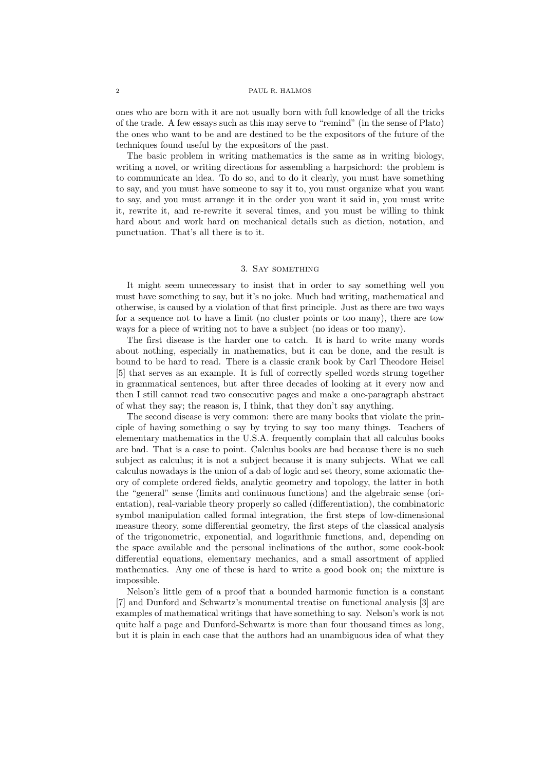ones who are born with it are not usually born with full knowledge of all the tricks of the trade. A few essays such as this may serve to "remind" (in the sense of Plato) the ones who want to be and are destined to be the expositors of the future of the techniques found useful by the expositors of the past.

The basic problem in writing mathematics is the same as in writing biology, writing a novel, or writing directions for assembling a harpsichord: the problem is to communicate an idea. To do so, and to do it clearly, you must have something to say, and you must have someone to say it to, you must organize what you want to say, and you must arrange it in the order you want it said in, you must write it, rewrite it, and re-rewrite it several times, and you must be willing to think hard about and work hard on mechanical details such as diction, notation, and punctuation. That's all there is to it.

## 3. Say something

It might seem unnecessary to insist that in order to say something well you must have something to say, but it's no joke. Much bad writing, mathematical and otherwise, is caused by a violation of that first principle. Just as there are two ways for a sequence not to have a limit (no cluster points or too many), there are tow ways for a piece of writing not to have a subject (no ideas or too many).

The first disease is the harder one to catch. It is hard to write many words about nothing, especially in mathematics, but it can be done, and the result is bound to be hard to read. There is a classic crank book by Carl Theodore Heisel [5] that serves as an example. It is full of correctly spelled words strung together in grammatical sentences, but after three decades of looking at it every now and then I still cannot read two consecutive pages and make a one-paragraph abstract of what they say; the reason is, I think, that they don't say anything.

The second disease is very common: there are many books that violate the principle of having something o say by trying to say too many things. Teachers of elementary mathematics in the U.S.A. frequently complain that all calculus books are bad. That is a case to point. Calculus books are bad because there is no such subject as calculus; it is not a subject because it is many subjects. What we call calculus nowadays is the union of a dab of logic and set theory, some axiomatic theory of complete ordered fields, analytic geometry and topology, the latter in both the "general" sense (limits and continuous functions) and the algebraic sense (orientation), real-variable theory properly so called (differentiation), the combinatoric symbol manipulation called formal integration, the first steps of low-dimensional measure theory, some differential geometry, the first steps of the classical analysis of the trigonometric, exponential, and logarithmic functions, and, depending on the space available and the personal inclinations of the author, some cook-book differential equations, elementary mechanics, and a small assortment of applied mathematics. Any one of these is hard to write a good book on; the mixture is impossible.

Nelson's little gem of a proof that a bounded harmonic function is a constant [7] and Dunford and Schwartz's monumental treatise on functional analysis [3] are examples of mathematical writings that have something to say. Nelson's work is not quite half a page and Dunford-Schwartz is more than four thousand times as long, but it is plain in each case that the authors had an unambiguous idea of what they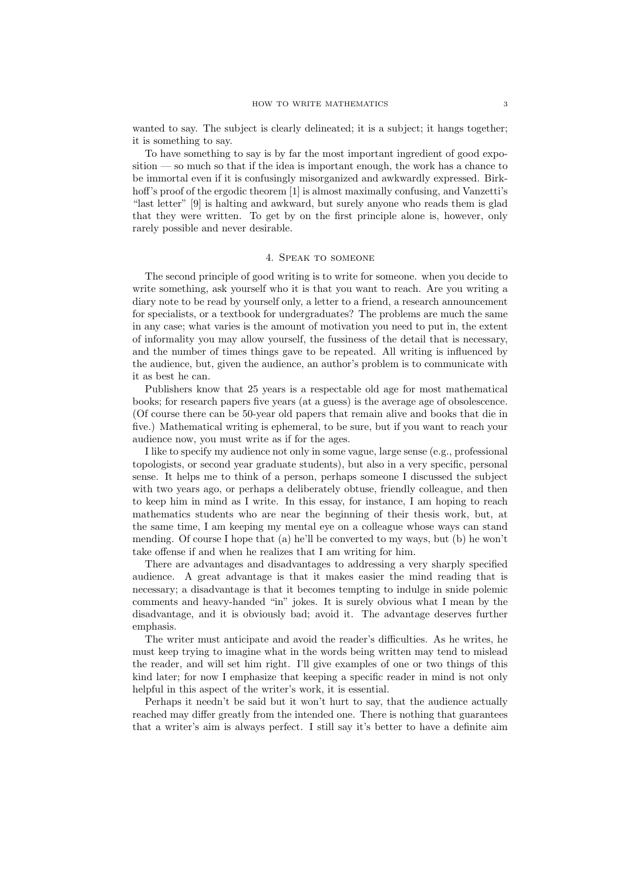wanted to say. The subject is clearly delineated; it is a subject; it hangs together; it is something to say.

To have something to say is by far the most important ingredient of good exposition — so much so that if the idea is important enough, the work has a chance to be immortal even if it is confusingly misorganized and awkwardly expressed. Birkhoff's proof of the ergodic theorem [1] is almost maximally confusing, and Vanzetti's "last letter" [9] is halting and awkward, but surely anyone who reads them is glad that they were written. To get by on the first principle alone is, however, only rarely possible and never desirable.

## 4. Speak to someone

The second principle of good writing is to write for someone. when you decide to write something, ask yourself who it is that you want to reach. Are you writing a diary note to be read by yourself only, a letter to a friend, a research announcement for specialists, or a textbook for undergraduates? The problems are much the same in any case; what varies is the amount of motivation you need to put in, the extent of informality you may allow yourself, the fussiness of the detail that is necessary, and the number of times things gave to be repeated. All writing is influenced by the audience, but, given the audience, an author's problem is to communicate with it as best he can.

Publishers know that 25 years is a respectable old age for most mathematical books; for research papers five years (at a guess) is the average age of obsolescence. (Of course there can be 50-year old papers that remain alive and books that die in five.) Mathematical writing is ephemeral, to be sure, but if you want to reach your audience now, you must write as if for the ages.

I like to specify my audience not only in some vague, large sense (e.g., professional topologists, or second year graduate students), but also in a very specific, personal sense. It helps me to think of a person, perhaps someone I discussed the subject with two years ago, or perhaps a deliberately obtuse, friendly colleague, and then to keep him in mind as I write. In this essay, for instance, I am hoping to reach mathematics students who are near the beginning of their thesis work, but, at the same time, I am keeping my mental eye on a colleague whose ways can stand mending. Of course I hope that (a) he'll be converted to my ways, but (b) he won't take offense if and when he realizes that I am writing for him.

There are advantages and disadvantages to addressing a very sharply specified audience. A great advantage is that it makes easier the mind reading that is necessary; a disadvantage is that it becomes tempting to indulge in snide polemic comments and heavy-handed "in" jokes. It is surely obvious what I mean by the disadvantage, and it is obviously bad; avoid it. The advantage deserves further emphasis.

The writer must anticipate and avoid the reader's difficulties. As he writes, he must keep trying to imagine what in the words being written may tend to mislead the reader, and will set him right. I'll give examples of one or two things of this kind later; for now I emphasize that keeping a specific reader in mind is not only helpful in this aspect of the writer's work, it is essential.

Perhaps it needn't be said but it won't hurt to say, that the audience actually reached may differ greatly from the intended one. There is nothing that guarantees that a writer's aim is always perfect. I still say it's better to have a definite aim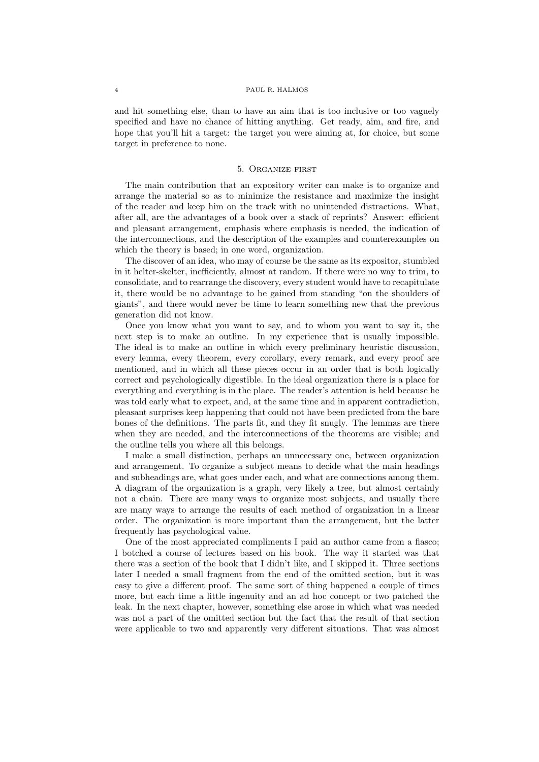and hit something else, than to have an aim that is too inclusive or too vaguely specified and have no chance of hitting anything. Get ready, aim, and fire, and hope that you'll hit a target: the target you were aiming at, for choice, but some target in preference to none.

## 5. Organize first

The main contribution that an expository writer can make is to organize and arrange the material so as to minimize the resistance and maximize the insight of the reader and keep him on the track with no unintended distractions. What, after all, are the advantages of a book over a stack of reprints? Answer: efficient and pleasant arrangement, emphasis where emphasis is needed, the indication of the interconnections, and the description of the examples and counterexamples on which the theory is based; in one word, organization.

The discover of an idea, who may of course be the same as its expositor, stumbled in it helter-skelter, inefficiently, almost at random. If there were no way to trim, to consolidate, and to rearrange the discovery, every student would have to recapitulate it, there would be no advantage to be gained from standing "on the shoulders of giants", and there would never be time to learn something new that the previous generation did not know.

Once you know what you want to say, and to whom you want to say it, the next step is to make an outline. In my experience that is usually impossible. The ideal is to make an outline in which every preliminary heuristic discussion, every lemma, every theorem, every corollary, every remark, and every proof are mentioned, and in which all these pieces occur in an order that is both logically correct and psychologically digestible. In the ideal organization there is a place for everything and everything is in the place. The reader's attention is held because he was told early what to expect, and, at the same time and in apparent contradiction, pleasant surprises keep happening that could not have been predicted from the bare bones of the definitions. The parts fit, and they fit snugly. The lemmas are there when they are needed, and the interconnections of the theorems are visible; and the outline tells you where all this belongs.

I make a small distinction, perhaps an unnecessary one, between organization and arrangement. To organize a subject means to decide what the main headings and subheadings are, what goes under each, and what are connections among them. A diagram of the organization is a graph, very likely a tree, but almost certainly not a chain. There are many ways to organize most subjects, and usually there are many ways to arrange the results of each method of organization in a linear order. The organization is more important than the arrangement, but the latter frequently has psychological value.

One of the most appreciated compliments I paid an author came from a fiasco; I botched a course of lectures based on his book. The way it started was that there was a section of the book that I didn't like, and I skipped it. Three sections later I needed a small fragment from the end of the omitted section, but it was easy to give a different proof. The same sort of thing happened a couple of times more, but each time a little ingenuity and an ad hoc concept or two patched the leak. In the next chapter, however, something else arose in which what was needed was not a part of the omitted section but the fact that the result of that section were applicable to two and apparently very different situations. That was almost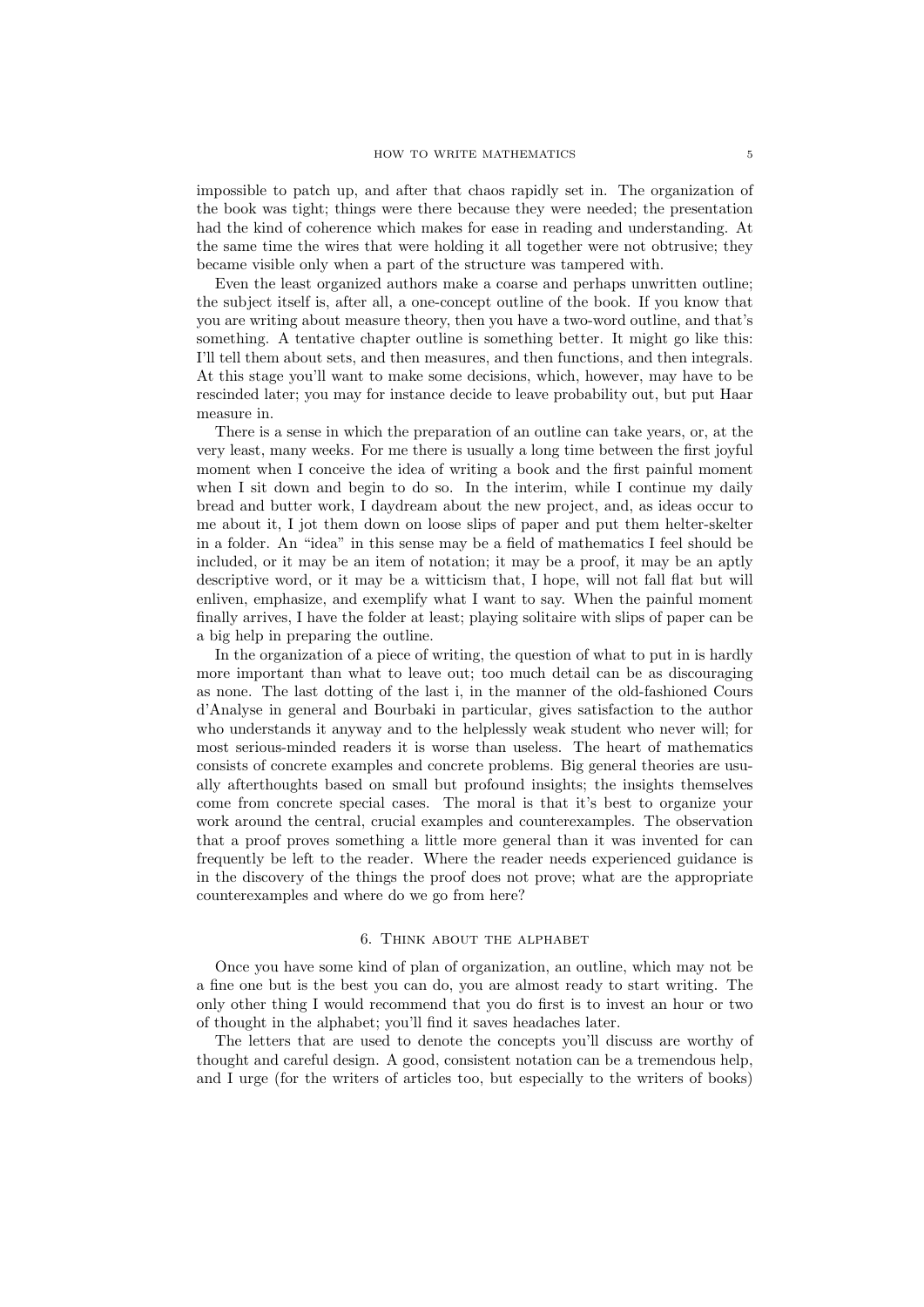impossible to patch up, and after that chaos rapidly set in. The organization of the book was tight; things were there because they were needed; the presentation had the kind of coherence which makes for ease in reading and understanding. At the same time the wires that were holding it all together were not obtrusive; they became visible only when a part of the structure was tampered with.

Even the least organized authors make a coarse and perhaps unwritten outline; the subject itself is, after all, a one-concept outline of the book. If you know that you are writing about measure theory, then you have a two-word outline, and that's something. A tentative chapter outline is something better. It might go like this: I'll tell them about sets, and then measures, and then functions, and then integrals. At this stage you'll want to make some decisions, which, however, may have to be rescinded later; you may for instance decide to leave probability out, but put Haar measure in.

There is a sense in which the preparation of an outline can take years, or, at the very least, many weeks. For me there is usually a long time between the first joyful moment when I conceive the idea of writing a book and the first painful moment when I sit down and begin to do so. In the interim, while I continue my daily bread and butter work, I daydream about the new project, and, as ideas occur to me about it, I jot them down on loose slips of paper and put them helter-skelter in a folder. An "idea" in this sense may be a field of mathematics I feel should be included, or it may be an item of notation; it may be a proof, it may be an aptly descriptive word, or it may be a witticism that, I hope, will not fall flat but will enliven, emphasize, and exemplify what I want to say. When the painful moment finally arrives, I have the folder at least; playing solitaire with slips of paper can be a big help in preparing the outline.

In the organization of a piece of writing, the question of what to put in is hardly more important than what to leave out; too much detail can be as discouraging as none. The last dotting of the last i, in the manner of the old-fashioned Cours d'Analyse in general and Bourbaki in particular, gives satisfaction to the author who understands it anyway and to the helplessly weak student who never will; for most serious-minded readers it is worse than useless. The heart of mathematics consists of concrete examples and concrete problems. Big general theories are usually afterthoughts based on small but profound insights; the insights themselves come from concrete special cases. The moral is that it's best to organize your work around the central, crucial examples and counterexamples. The observation that a proof proves something a little more general than it was invented for can frequently be left to the reader. Where the reader needs experienced guidance is in the discovery of the things the proof does not prove; what are the appropriate counterexamples and where do we go from here?

## 6. Think about the alphabet

Once you have some kind of plan of organization, an outline, which may not be a fine one but is the best you can do, you are almost ready to start writing. The only other thing I would recommend that you do first is to invest an hour or two of thought in the alphabet; you'll find it saves headaches later.

The letters that are used to denote the concepts you'll discuss are worthy of thought and careful design. A good, consistent notation can be a tremendous help, and I urge (for the writers of articles too, but especially to the writers of books)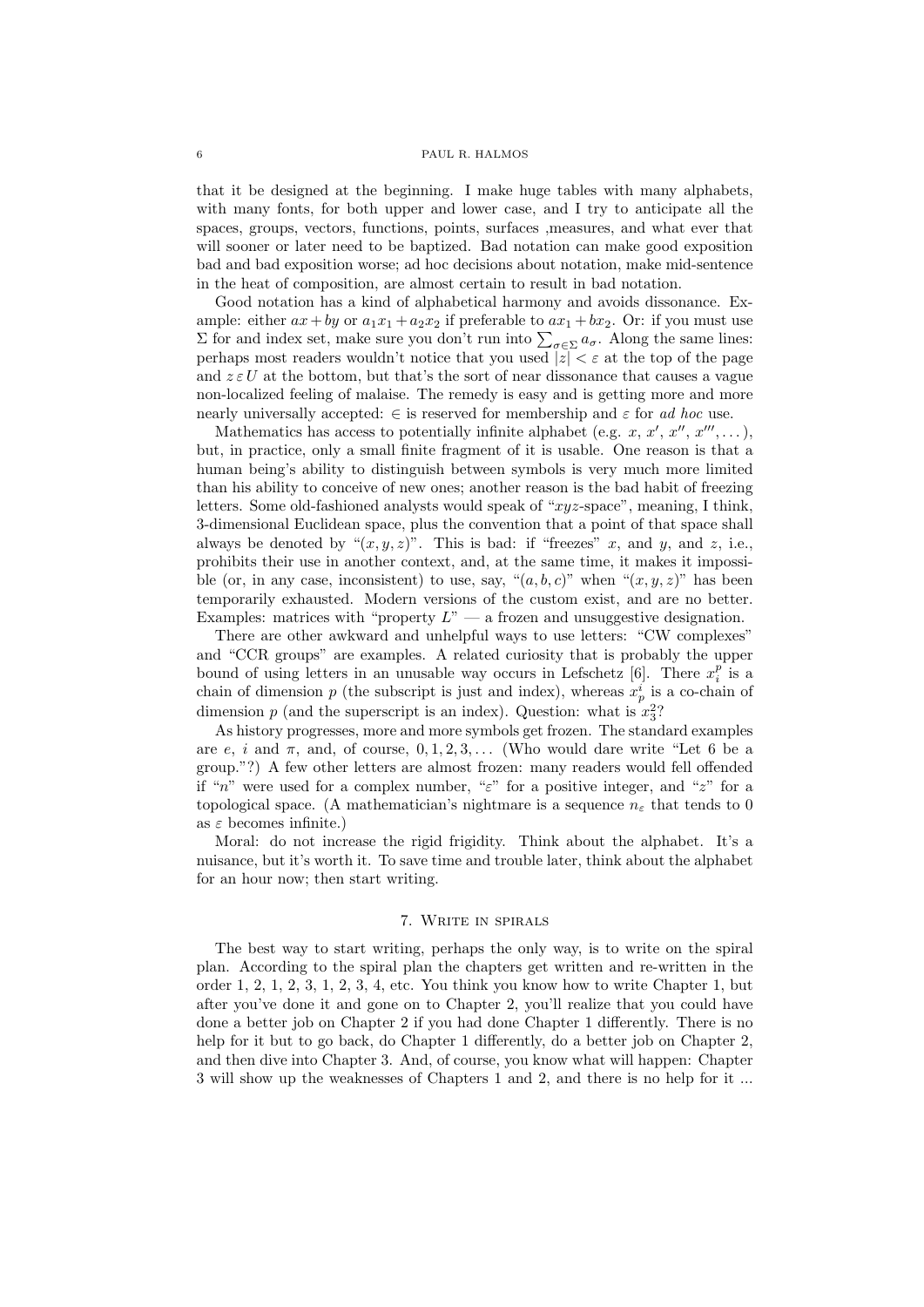that it be designed at the beginning. I make huge tables with many alphabets, with many fonts, for both upper and lower case, and I try to anticipate all the spaces, groups, vectors, functions, points, surfaces ,measures, and what ever that will sooner or later need to be baptized. Bad notation can make good exposition bad and bad exposition worse; ad hoc decisions about notation, make mid-sentence in the heat of composition, are almost certain to result in bad notation.

Good notation has a kind of alphabetical harmony and avoids dissonance. Example: either $ax + by$ or $a_1x_1 + a_2x_2$ if preferable to $ax_1 + bx_2$. Or: if you must use $\Sigma$ for and index set, make sure you don't run into $\sum_{\sigma \in \Sigma} a_\sigma$. Along the same lines: perhaps most readers wouldn't notice that you used $|z| < \varepsilon$ at the top of the page and $z \,\varepsilon\, U$ at the bottom, but that's the sort of near dissonance that causes a vague non-localized feeling of malaise. The remedy is easy and is getting more and more nearly universally accepted: $\in$ is reserved for membership and $\varepsilon$ for *ad hoc* use.

Mathematics has access to potentially infinite alphabet (e.g. $x$, $x'$, $x''$, $x'''$, ...), but, in practice, only a small finite fragment of it is usable. One reason is that a human being's ability to distinguish between symbols is very much more limited than his ability to conceive of new ones; another reason is the bad habit of freezing letters. Some old-fashioned analysts would speak of "$xyz$-space", meaning, I think, 3-dimensional Euclidean space, plus the convention that a point of that space shall always be denoted by "$(x, y, z)$". This is bad: if "freezes" $x$, and $y$, and $z$, i.e., prohibits their use in another context, and, at the same time, it makes it impossible (or, in any case, inconsistent) to use, say, "$(a, b, c)$" when "$(x, y, z)$" has been temporarily exhausted. Modern versions of the custom exist, and are no better. Examples: matrices with "property $L$" — a frozen and unsuggestive designation.

There are other awkward and unhelpful ways to use letters: "CW complexes" and "CCR groups" are examples. A related curiosity that is probably the upper bound of using letters in an unusable way occurs in Lefschetz [6]. There $x_i^p$ is a chain of dimension $p$ (the subscript is just and index), whereas $x_p^i$ is a co-chain of dimension $p$ (and the superscript is an index). Question: what is $x_3^2$?

As history progresses, more and more symbols get frozen. The standard examples are $e$, $i$ and $\pi$, and, of course, $0, 1, 2, 3, \ldots$ (Who would dare write "Let 6 be a group."?) A few other letters are almost frozen: many readers would fell offended if "$n$" were used for a complex number, "$\varepsilon$" for a positive integer, and "$z$" for a topological space. (A mathematician's nightmare is a sequence $n_\varepsilon$ that tends to 0 as $\varepsilon$ becomes infinite.)

Moral: do not increase the rigid frigidity. Think about the alphabet. It's a nuisance, but it's worth it. To save time and trouble later, think about the alphabet for an hour now; then start writing.

## 7. Write in spirals

The best way to start writing, perhaps the only way, is to write on the spiral plan. According to the spiral plan the chapters get written and re-written in the order 1, 2, 1, 2, 3, 1, 2, 3, 4, etc. You think you know how to write Chapter 1, but after you've done it and gone on to Chapter 2, you'll realize that you could have done a better job on Chapter 2 if you had done Chapter 1 differently. There is no help for it but to go back, do Chapter 1 differently, do a better job on Chapter 2, and then dive into Chapter 3. And, of course, you know what will happen: Chapter 3 will show up the weaknesses of Chapters 1 and 2, and there is no help for it ...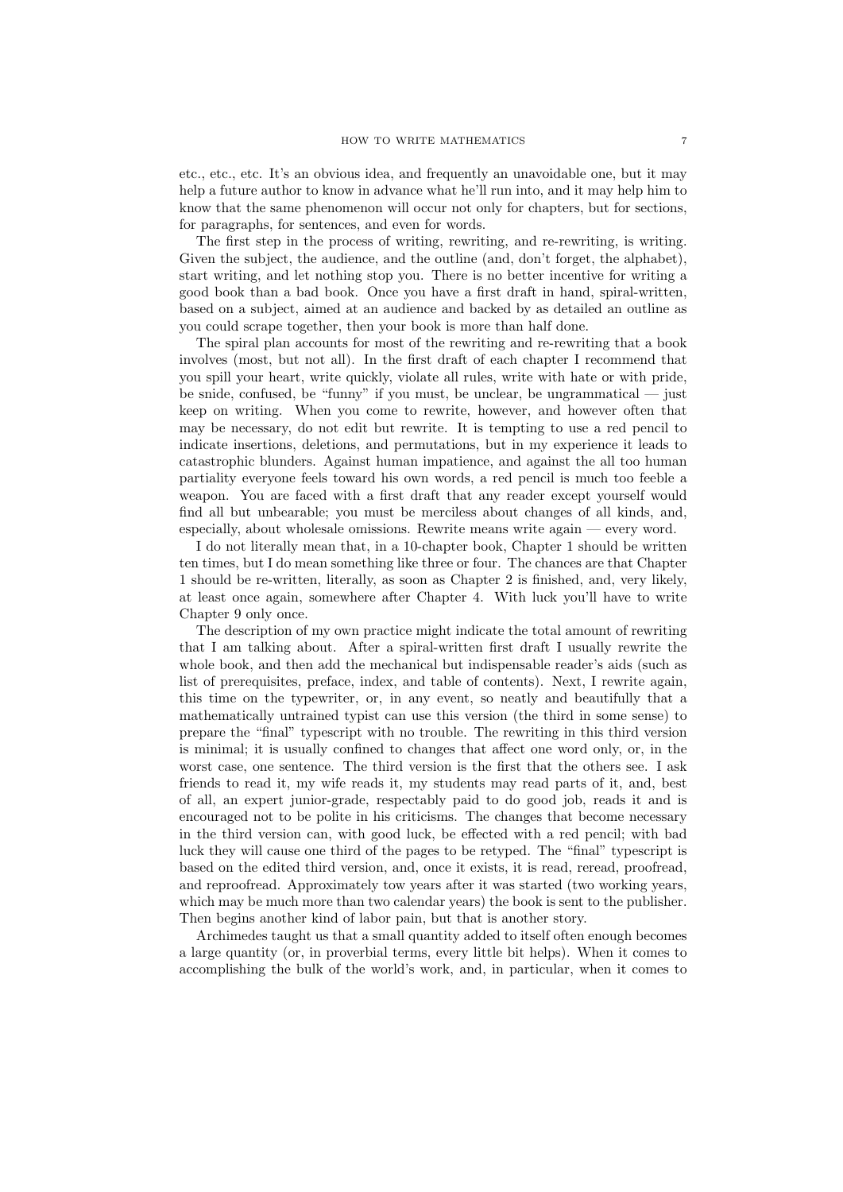etc., etc., etc. It's an obvious idea, and frequently an unavoidable one, but it may help a future author to know in advance what he'll run into, and it may help him to know that the same phenomenon will occur not only for chapters, but for sections, for paragraphs, for sentences, and even for words.

The first step in the process of writing, rewriting, and re-rewriting, is writing. Given the subject, the audience, and the outline (and, don't forget, the alphabet), start writing, and let nothing stop you. There is no better incentive for writing a good book than a bad book. Once you have a first draft in hand, spiral-written, based on a subject, aimed at an audience and backed by as detailed an outline as you could scrape together, then your book is more than half done.

The spiral plan accounts for most of the rewriting and re-rewriting that a book involves (most, but not all). In the first draft of each chapter I recommend that you spill your heart, write quickly, violate all rules, write with hate or with pride, be snide, confused, be "funny" if you must, be unclear, be ungrammatical — just keep on writing. When you come to rewrite, however, and however often that may be necessary, do not edit but rewrite. It is tempting to use a red pencil to indicate insertions, deletions, and permutations, but in my experience it leads to catastrophic blunders. Against human impatience, and against the all too human partiality everyone feels toward his own words, a red pencil is much too feeble a weapon. You are faced with a first draft that any reader except yourself would find all but unbearable; you must be merciless about changes of all kinds, and, especially, about wholesale omissions. Rewrite means write again — every word.

I do not literally mean that, in a 10-chapter book, Chapter 1 should be written ten times, but I do mean something like three or four. The chances are that Chapter 1 should be re-written, literally, as soon as Chapter 2 is finished, and, very likely, at least once again, somewhere after Chapter 4. With luck you'll have to write Chapter 9 only once.

The description of my own practice might indicate the total amount of rewriting that I am talking about. After a spiral-written first draft I usually rewrite the whole book, and then add the mechanical but indispensable reader's aids (such as list of prerequisites, preface, index, and table of contents). Next, I rewrite again, this time on the typewriter, or, in any event, so neatly and beautifully that a mathematically untrained typist can use this version (the third in some sense) to prepare the "final" typescript with no trouble. The rewriting in this third version is minimal; it is usually confined to changes that affect one word only, or, in the worst case, one sentence. The third version is the first that the others see. I ask friends to read it, my wife reads it, my students may read parts of it, and, best of all, an expert junior-grade, respectably paid to do good job, reads it and is encouraged not to be polite in his criticisms. The changes that become necessary in the third version can, with good luck, be effected with a red pencil; with bad luck they will cause one third of the pages to be retyped. The "final" typescript is based on the edited third version, and, once it exists, it is read, reread, proofread, and reproofread. Approximately tow years after it was started (two working years, which may be much more than two calendar years) the book is sent to the publisher. Then begins another kind of labor pain, but that is another story.

Archimedes taught us that a small quantity added to itself often enough becomes a large quantity (or, in proverbial terms, every little bit helps). When it comes to accomplishing the bulk of the world's work, and, in particular, when it comes to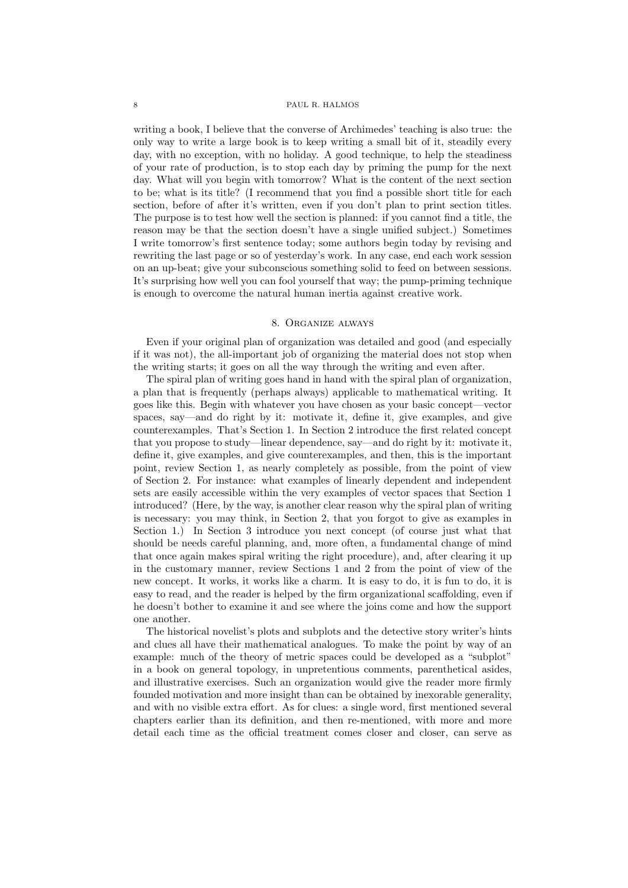writing a book, I believe that the converse of Archimedes' teaching is also true: the only way to write a large book is to keep writing a small bit of it, steadily every day, with no exception, with no holiday. A good technique, to help the steadiness of your rate of production, is to stop each day by priming the pump for the next day. What will you begin with tomorrow? What is the content of the next section to be; what is its title? (I recommend that you find a possible short title for each section, before of after it's written, even if you don't plan to print section titles. The purpose is to test how well the section is planned: if you cannot find a title, the reason may be that the section doesn't have a single unified subject.) Sometimes I write tomorrow's first sentence today; some authors begin today by revising and rewriting the last page or so of yesterday's work. In any case, end each work session on an up-beat; give your subconscious something solid to feed on between sessions. It's surprising how well you can fool yourself that way; the pump-priming technique is enough to overcome the natural human inertia against creative work.

## 8. Organize always

Even if your original plan of organization was detailed and good (and especially if it was not), the all-important job of organizing the material does not stop when the writing starts; it goes on all the way through the writing and even after.

The spiral plan of writing goes hand in hand with the spiral plan of organization, a plan that is frequently (perhaps always) applicable to mathematical writing. It goes like this. Begin with whatever you have chosen as your basic concept—vector spaces, say—and do right by it: motivate it, define it, give examples, and give counterexamples. That's Section 1. In Section 2 introduce the first related concept that you propose to study—linear dependence, say—and do right by it: motivate it, define it, give examples, and give counterexamples, and then, this is the important point, review Section 1, as nearly completely as possible, from the point of view of Section 2. For instance: what examples of linearly dependent and independent sets are easily accessible within the very examples of vector spaces that Section 1 introduced? (Here, by the way, is another clear reason why the spiral plan of writing is necessary: you may think, in Section 2, that you forgot to give as examples in Section 1.) In Section 3 introduce you next concept (of course just what that should be needs careful planning, and, more often, a fundamental change of mind that once again makes spiral writing the right procedure), and, after clearing it up in the customary manner, review Sections 1 and 2 from the point of view of the new concept. It works, it works like a charm. It is easy to do, it is fun to do, it is easy to read, and the reader is helped by the firm organizational scaffolding, even if he doesn't bother to examine it and see where the joins come and how the support one another.

The historical novelist's plots and subplots and the detective story writer's hints and clues all have their mathematical analogues. To make the point by way of an example: much of the theory of metric spaces could be developed as a "subplot" in a book on general topology, in unpretentious comments, parenthetical asides, and illustrative exercises. Such an organization would give the reader more firmly founded motivation and more insight than can be obtained by inexorable generality, and with no visible extra effort. As for clues: a single word, first mentioned several chapters earlier than its definition, and then re-mentioned, with more and more detail each time as the official treatment comes closer and closer, can serve as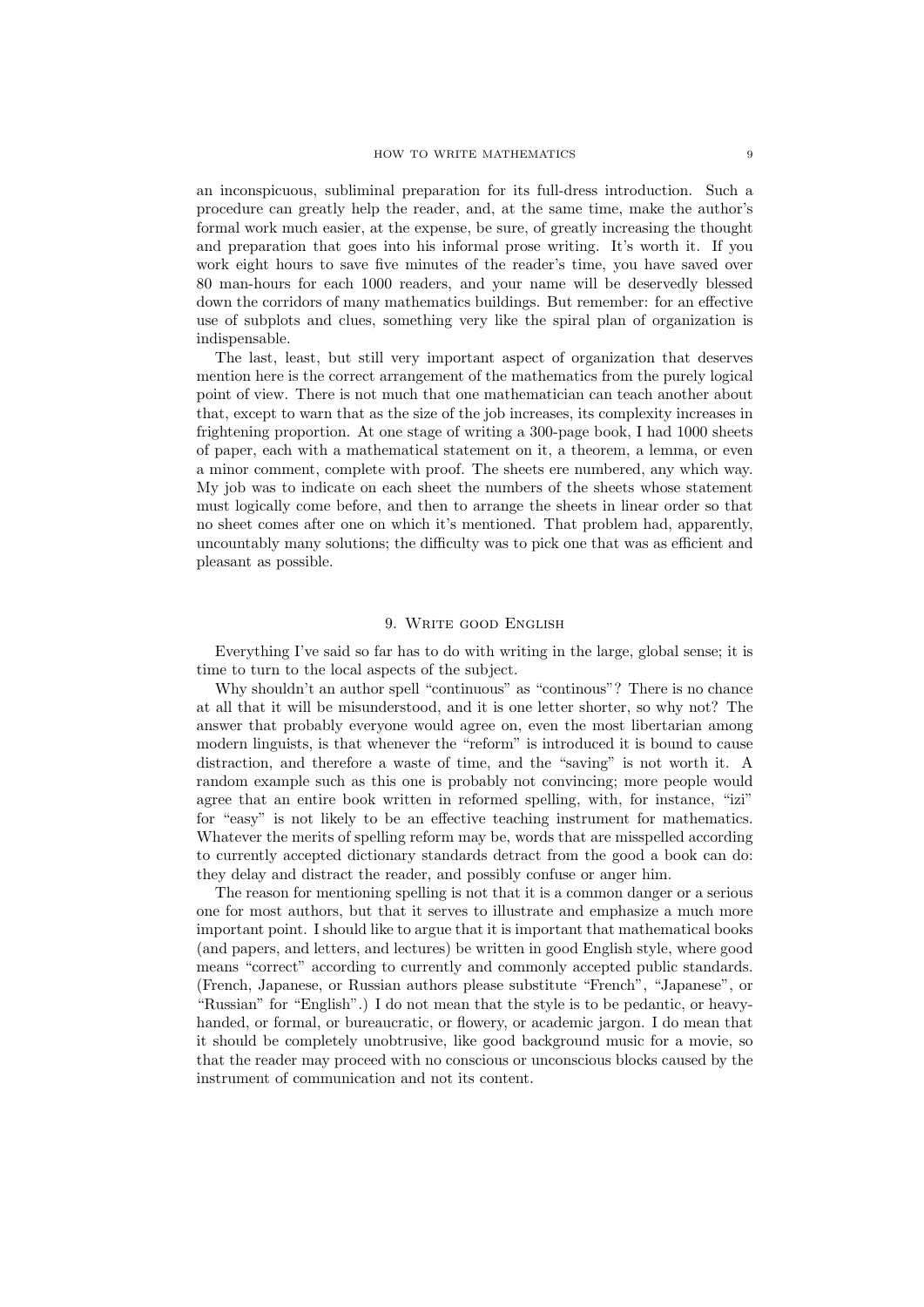an inconspicuous, subliminal preparation for its full-dress introduction. Such a procedure can greatly help the reader, and, at the same time, make the author's formal work much easier, at the expense, be sure, of greatly increasing the thought and preparation that goes into his informal prose writing. It's worth it. If you work eight hours to save five minutes of the reader's time, you have saved over 80 man-hours for each 1000 readers, and your name will be deservedly blessed down the corridors of many mathematics buildings. But remember: for an effective use of subplots and clues, something very like the spiral plan of organization is indispensable.

The last, least, but still very important aspect of organization that deserves mention here is the correct arrangement of the mathematics from the purely logical point of view. There is not much that one mathematician can teach another about that, except to warn that as the size of the job increases, its complexity increases in frightening proportion. At one stage of writing a 300-page book, I had 1000 sheets of paper, each with a mathematical statement on it, a theorem, a lemma, or even a minor comment, complete with proof. The sheets ere numbered, any which way. My job was to indicate on each sheet the numbers of the sheets whose statement must logically come before, and then to arrange the sheets in linear order so that no sheet comes after one on which it's mentioned. That problem had, apparently, uncountably many solutions; the difficulty was to pick one that was as efficient and pleasant as possible.

## 9. Write good English

Everything I've said so far has to do with writing in the large, global sense; it is time to turn to the local aspects of the subject.

Why shouldn't an author spell "continuous" as "continous"? There is no chance at all that it will be misunderstood, and it is one letter shorter, so why not? The answer that probably everyone would agree on, even the most libertarian among modern linguists, is that whenever the "reform" is introduced it is bound to cause distraction, and therefore a waste of time, and the "saving" is not worth it. A random example such as this one is probably not convincing; more people would agree that an entire book written in reformed spelling, with, for instance, "izi" for "easy" is not likely to be an effective teaching instrument for mathematics. Whatever the merits of spelling reform may be, words that are misspelled according to currently accepted dictionary standards detract from the good a book can do: they delay and distract the reader, and possibly confuse or anger him.

The reason for mentioning spelling is not that it is a common danger or a serious one for most authors, but that it serves to illustrate and emphasize a much more important point. I should like to argue that it is important that mathematical books (and papers, and letters, and lectures) be written in good English style, where good means "correct" according to currently and commonly accepted public standards. (French, Japanese, or Russian authors please substitute "French", "Japanese", or "Russian" for "English".) I do not mean that the style is to be pedantic, or heavy-handed, or formal, or bureaucratic, or flowery, or academic jargon. I do mean that it should be completely unobtrusive, like good background music for a movie, so that the reader may proceed with no conscious or unconscious blocks caused by the instrument of communication and not its content.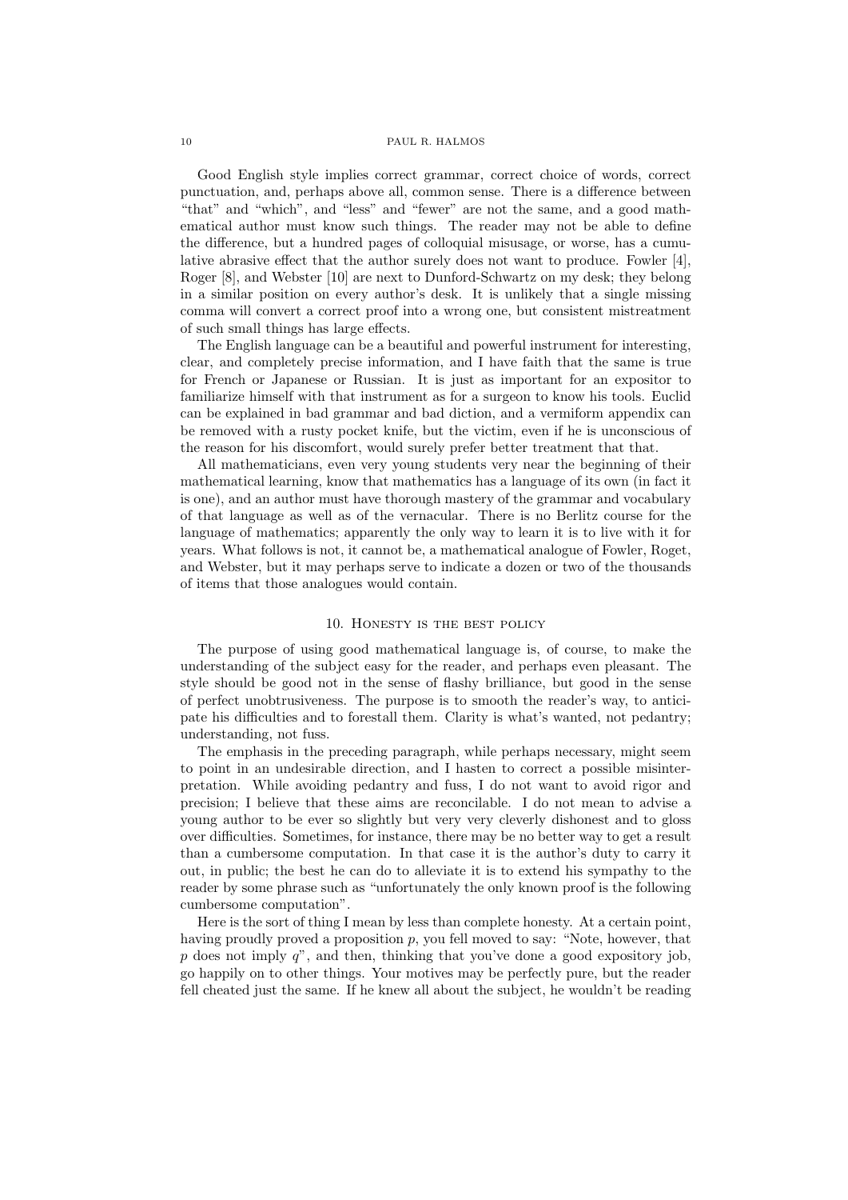Good English style implies correct grammar, correct choice of words, correct punctuation, and, perhaps above all, common sense. There is a difference between "that" and "which", and "less" and "fewer" are not the same, and a good mathematical author must know such things. The reader may not be able to define the difference, but a hundred pages of colloquial misusage, or worse, has a cumulative abrasive effect that the author surely does not want to produce. Fowler [4], Roger [8], and Webster [10] are next to Dunford-Schwartz on my desk; they belong in a similar position on every author's desk. It is unlikely that a single missing comma will convert a correct proof into a wrong one, but consistent mistreatment of such small things has large effects.

The English language can be a beautiful and powerful instrument for interesting, clear, and completely precise information, and I have faith that the same is true for French or Japanese or Russian. It is just as important for an expositor to familiarize himself with that instrument as for a surgeon to know his tools. Euclid can be explained in bad grammar and bad diction, and a vermiform appendix can be removed with a rusty pocket knife, but the victim, even if he is unconscious of the reason for his discomfort, would surely prefer better treatment that that.

All mathematicians, even very young students very near the beginning of their mathematical learning, know that mathematics has a language of its own (in fact it is one), and an author must have thorough mastery of the grammar and vocabulary of that language as well as of the vernacular. There is no Berlitz course for the language of mathematics; apparently the only way to learn it is to live with it for years. What follows is not, it cannot be, a mathematical analogue of Fowler, Roget, and Webster, but it may perhaps serve to indicate a dozen or two of the thousands of items that those analogues would contain.

## 10. Honesty is the best policy

The purpose of using good mathematical language is, of course, to make the understanding of the subject easy for the reader, and perhaps even pleasant. The style should be good not in the sense of flashy brilliance, but good in the sense of perfect unobtrusiveness. The purpose is to smooth the reader's way, to anticipate his difficulties and to forestall them. Clarity is what's wanted, not pedantry; understanding, not fuss.

The emphasis in the preceding paragraph, while perhaps necessary, might seem to point in an undesirable direction, and I hasten to correct a possible misinterpretation. While avoiding pedantry and fuss, I do not want to avoid rigor and precision; I believe that these aims are reconcilable. I do not mean to advise a young author to be ever so slightly but very very cleverly dishonest and to gloss over difficulties. Sometimes, for instance, there may be no better way to get a result than a cumbersome computation. In that case it is the author's duty to carry it out, in public; the best he can do to alleviate it is to extend his sympathy to the reader by some phrase such as "unfortunately the only known proof is the following cumbersome computation".

Here is the sort of thing I mean by less than complete honesty. At a certain point, having proudly proved a proposition $p$, you fell moved to say: "Note, however, that $p$ does not imply $q$", and then, thinking that you've done a good expository job, go happily on to other things. Your motives may be perfectly pure, but the reader fell cheated just the same. If he knew all about the subject, he wouldn't be reading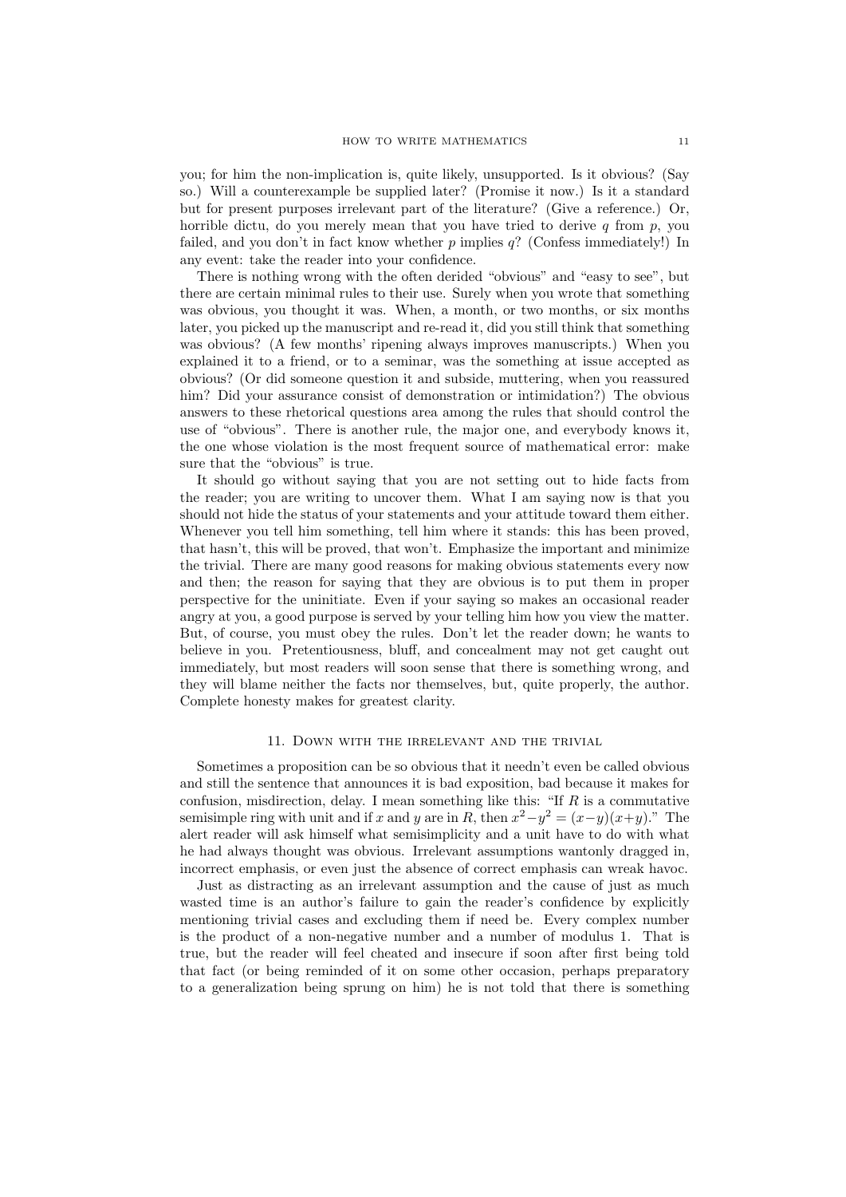you; for him the non-implication is, quite likely, unsupported. Is it obvious? (Say so.) Will a counterexample be supplied later? (Promise it now.) Is it a standard but for present purposes irrelevant part of the literature? (Give a reference.) Or, horrible dictu, do you merely mean that you have tried to derive $q$ from $p$, you failed, and you don't in fact know whether $p$ implies $q$? (Confess immediately!) In any event: take the reader into your confidence.

There is nothing wrong with the often derided "obvious" and "easy to see", but there are certain minimal rules to their use. Surely when you wrote that something was obvious, you thought it was. When, a month, or two months, or six months later, you picked up the manuscript and re-read it, did you still think that something was obvious? (A few months' ripening always improves manuscripts.) When you explained it to a friend, or to a seminar, was the something at issue accepted as obvious? (Or did someone question it and subside, muttering, when you reassured him? Did your assurance consist of demonstration or intimidation?) The obvious answers to these rhetorical questions area among the rules that should control the use of "obvious". There is another rule, the major one, and everybody knows it, the one whose violation is the most frequent source of mathematical error: make sure that the "obvious" is true.

It should go without saying that you are not setting out to hide facts from the reader; you are writing to uncover them. What I am saying now is that you should not hide the status of your statements and your attitude toward them either. Whenever you tell him something, tell him where it stands: this has been proved, that hasn't, this will be proved, that won't. Emphasize the important and minimize the trivial. There are many good reasons for making obvious statements every now and then; the reason for saying that they are obvious is to put them in proper perspective for the uninitiate. Even if your saying so makes an occasional reader angry at you, a good purpose is served by your telling him how you view the matter. But, of course, you must obey the rules. Don't let the reader down; he wants to believe in you. Pretentiousness, bluff, and concealment may not get caught out immediately, but most readers will soon sense that there is something wrong, and they will blame neither the facts nor themselves, but, quite properly, the author. Complete honesty makes for greatest clarity.

## 11. Down with the irrelevant and the trivial

Sometimes a proposition can be so obvious that it needn't even be called obvious and still the sentence that announces it is bad exposition, bad because it makes for confusion, misdirection, delay. I mean something like this: "If $R$ is a commutative semisimple ring with unit and if $x$ and $y$ are in $R$, then $x^2-y^2 = (x-y)(x+y)$." The alert reader will ask himself what semisimplicity and a unit have to do with what he had always thought was obvious. Irrelevant assumptions wantonly dragged in, incorrect emphasis, or even just the absence of correct emphasis can wreak havoc.

Just as distracting as an irrelevant assumption and the cause of just as much wasted time is an author's failure to gain the reader's confidence by explicitly mentioning trivial cases and excluding them if need be. Every complex number is the product of a non-negative number and a number of modulus 1. That is true, but the reader will feel cheated and insecure if soon after first being told that fact (or being reminded of it on some other occasion, perhaps preparatory to a generalization being sprung on him) he is not told that there is something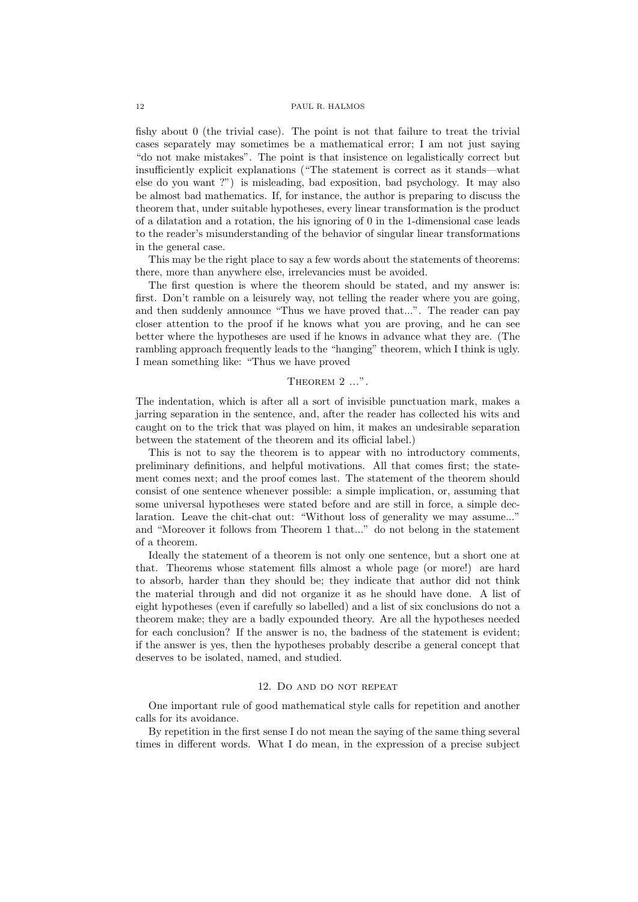fishy about 0 (the trivial case). The point is not that failure to treat the trivial cases separately may sometimes be a mathematical error; I am not just saying "do not make mistakes". The point is that insistence on legalistically correct but insufficiently explicit explanations ("The statement is correct as it stands—what else do you want ?") is misleading, bad exposition, bad psychology. It may also be almost bad mathematics. If, for instance, the author is preparing to discuss the theorem that, under suitable hypotheses, every linear transformation is the product of a dilatation and a rotation, the his ignoring of 0 in the 1-dimensional case leads to the reader's misunderstanding of the behavior of singular linear transformations in the general case.

This may be the right place to say a few words about the statements of theorems: there, more than anywhere else, irrelevancies must be avoided.

The first question is where the theorem should be stated, and my answer is: first. Don't ramble on a leisurely way, not telling the reader where you are going, and then suddenly announce "Thus we have proved that...". The reader can pay closer attention to the proof if he knows what you are proving, and he can see better where the hypotheses are used if he knows in advance what they are. (The rambling approach frequently leads to the "hanging" theorem, which I think is ugly. I mean something like: "Thus we have proved

Theorem 2 ...".

The indentation, which is after all a sort of invisible punctuation mark, makes a jarring separation in the sentence, and, after the reader has collected his wits and caught on to the trick that was played on him, it makes an undesirable separation between the statement of the theorem and its official label.)

This is not to say the theorem is to appear with no introductory comments, preliminary definitions, and helpful motivations. All that comes first; the statement comes next; and the proof comes last. The statement of the theorem should consist of one sentence whenever possible: a simple implication, or, assuming that some universal hypotheses were stated before and are still in force, a simple declaration. Leave the chit-chat out: "Without loss of generality we may assume..." and "Moreover it follows from Theorem 1 that..." do not belong in the statement of a theorem.

Ideally the statement of a theorem is not only one sentence, but a short one at that. Theorems whose statement fills almost a whole page (or more!) are hard to absorb, harder than they should be; they indicate that author did not think the material through and did not organize it as he should have done. A list of eight hypotheses (even if carefully so labelled) and a list of six conclusions do not a theorem make; they are a badly expounded theory. Are all the hypotheses needed for each conclusion? If the answer is no, the badness of the statement is evident; if the answer is yes, then the hypotheses probably describe a general concept that deserves to be isolated, named, and studied.

## 12. Do and do not repeat

One important rule of good mathematical style calls for repetition and another calls for its avoidance.

By repetition in the first sense I do not mean the saying of the same thing several times in different words. What I do mean, in the expression of a precise subject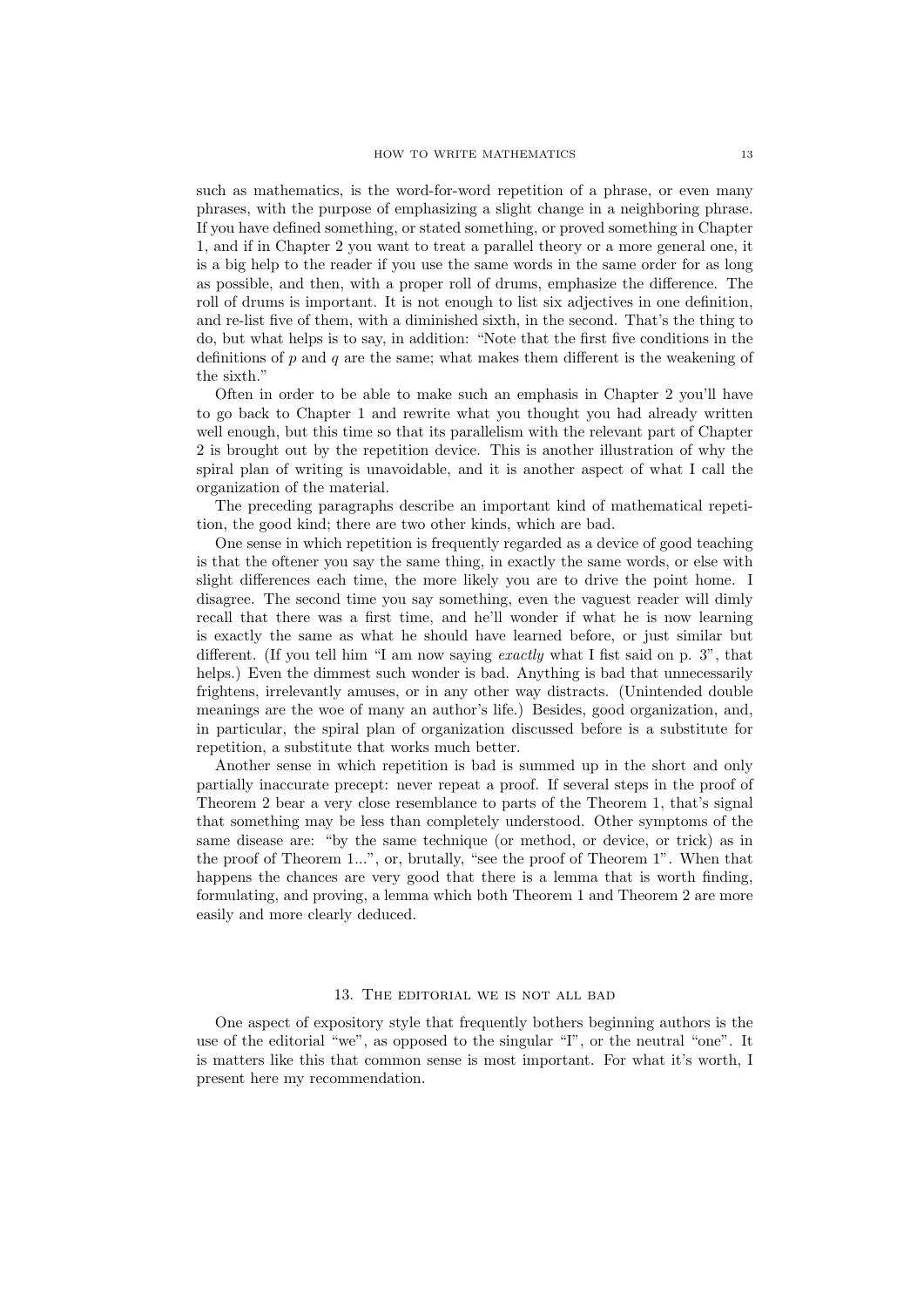such as mathematics, is the word-for-word repetition of a phrase, or even many phrases, with the purpose of emphasizing a slight change in a neighboring phrase. If you have defined something, or stated something, or proved something in Chapter 1, and if in Chapter 2 you want to treat a parallel theory or a more general one, it is a big help to the reader if you use the same words in the same order for as long as possible, and then, with a proper roll of drums, emphasize the difference. The roll of drums is important. It is not enough to list six adjectives in one definition, and re-list five of them, with a diminished sixth, in the second. That's the thing to do, but what helps is to say, in addition: "Note that the first five conditions in the definitions of $p$ and $q$ are the same; what makes them different is the weakening of the sixth."

Often in order to be able to make such an emphasis in Chapter 2 you'll have to go back to Chapter 1 and rewrite what you thought you had already written well enough, but this time so that its parallelism with the relevant part of Chapter 2 is brought out by the repetition device. This is another illustration of why the spiral plan of writing is unavoidable, and it is another aspect of what I call the organization of the material.

The preceding paragraphs describe an important kind of mathematical repetition, the good kind; there are two other kinds, which are bad.

One sense in which repetition is frequently regarded as a device of good teaching is that the oftener you say the same thing, in exactly the same words, or else with slight differences each time, the more likely you are to drive the point home. I disagree. The second time you say something, even the vaguest reader will dimly recall that there was a first time, and he'll wonder if what he is now learning is exactly the same as what he should have learned before, or just similar but different. (If you tell him "I am now saying *exactly* what I fist said on p. 3", that helps.) Even the dimmest such wonder is bad. Anything is bad that unnecessarily frightens, irrelevantly amuses, or in any other way distracts. (Unintended double meanings are the woe of many an author's life.) Besides, good organization, and, in particular, the spiral plan of organization discussed before is a substitute for repetition, a substitute that works much better.

Another sense in which repetition is bad is summed up in the short and only partially inaccurate precept: never repeat a proof. If several steps in the proof of Theorem 2 bear a very close resemblance to parts of the Theorem 1, that's signal that something may be less than completely understood. Other symptoms of the same disease are: "by the same technique (or method, or device, or trick) as in the proof of Theorem 1...", or, brutally, "see the proof of Theorem 1". When that happens the chances are very good that there is a lemma that is worth finding, formulating, and proving, a lemma which both Theorem 1 and Theorem 2 are more easily and more clearly deduced.

## 13. The editorial we is not all bad

One aspect of expository style that frequently bothers beginning authors is the use of the editorial "we", as opposed to the singular "I", or the neutral "one". It is matters like this that common sense is most important. For what it's worth, I present here my recommendation.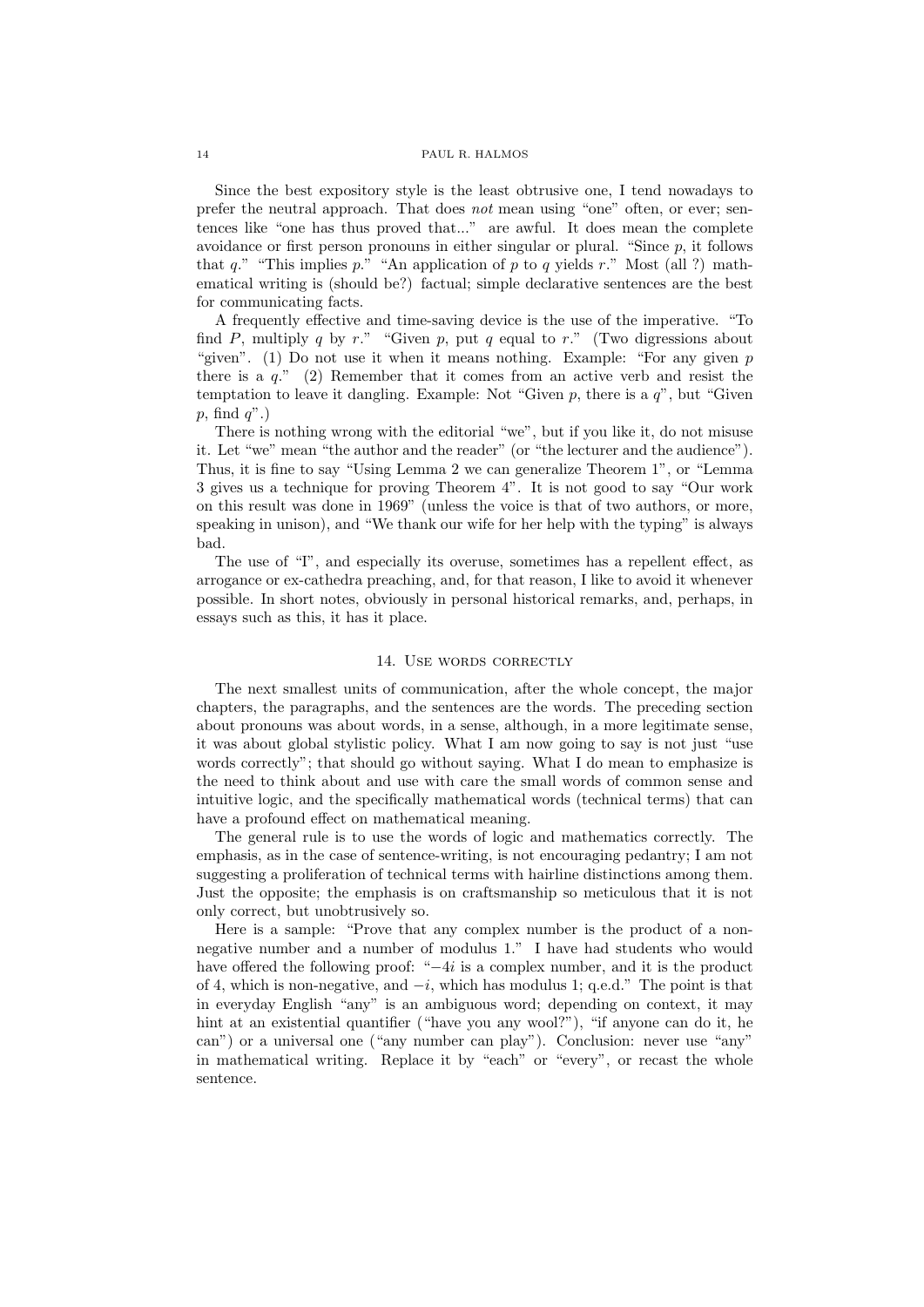Since the best expository style is the least obtrusive one, I tend nowadays to prefer the neutral approach. That does *not* mean using "one" often, or ever; sentences like "one has thus proved that..." are awful. It does mean the complete avoidance or first person pronouns in either singular or plural. "Since $p$, it follows that $q$." "This implies $p$." "An application of $p$ to $q$ yields $r$." Most (all ?) mathematical writing is (should be?) factual; simple declarative sentences are the best for communicating facts.

A frequently effective and time-saving device is the use of the imperative. "To find $P$, multiply $q$ by $r$." "Given $p$, put $q$ equal to $r$." (Two digressions about "given". (1) Do not use it when it means nothing. Example: "For any given $p$ there is a $q$." (2) Remember that it comes from an active verb and resist the temptation to leave it dangling. Example: Not "Given $p$, there is a $q$", but "Given $p$, find $q$".)

There is nothing wrong with the editorial "we", but if you like it, do not misuse it. Let "we" mean "the author and the reader" (or "the lecturer and the audience"). Thus, it is fine to say "Using Lemma 2 we can generalize Theorem 1", or "Lemma 3 gives us a technique for proving Theorem 4". It is not good to say "Our work on this result was done in 1969" (unless the voice is that of two authors, or more, speaking in unison), and "We thank our wife for her help with the typing" is always bad.

The use of "I", and especially its overuse, sometimes has a repellent effect, as arrogance or ex-cathedra preaching, and, for that reason, I like to avoid it whenever possible. In short notes, obviously in personal historical remarks, and, perhaps, in essays such as this, it has it place.

## 14. Use words correctly

The next smallest units of communication, after the whole concept, the major chapters, the paragraphs, and the sentences are the words. The preceding section about pronouns was about words, in a sense, although, in a more legitimate sense, it was about global stylistic policy. What I am now going to say is not just "use words correctly"; that should go without saying. What I do mean to emphasize is the need to think about and use with care the small words of common sense and intuitive logic, and the specifically mathematical words (technical terms) that can have a profound effect on mathematical meaning.

The general rule is to use the words of logic and mathematics correctly. The emphasis, as in the case of sentence-writing, is not encouraging pedantry; I am not suggesting a proliferation of technical terms with hairline distinctions among them. Just the opposite; the emphasis is on craftsmanship so meticulous that it is not only correct, but unobtrusively so.

Here is a sample: "Prove that any complex number is the product of a non-negative number and a number of modulus 1." I have had students who would have offered the following proof: "$-4i$ is a complex number, and it is the product of 4, which is non-negative, and $-i$, which has modulus 1; q.e.d." The point is that in everyday English "any" is an ambiguous word; depending on context, it may hint at an existential quantifier ("have you any wool?"), "if anyone can do it, he can") or a universal one ("any number can play"). Conclusion: never use "any" in mathematical writing. Replace it by "each" or "every", or recast the whole sentence.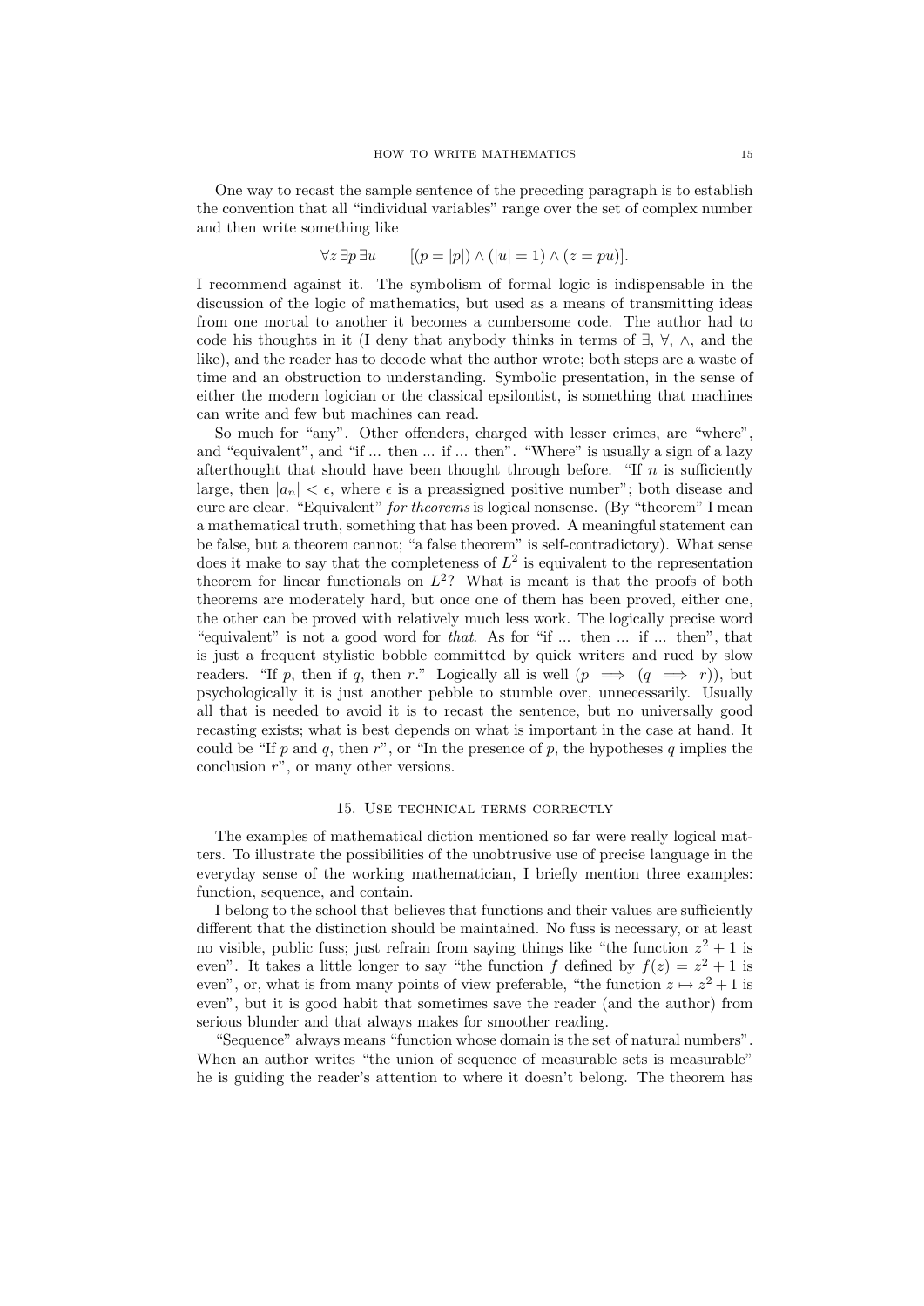One way to recast the sample sentence of the preceding paragraph is to establish the convention that all "individual variables" range over the set of complex number and then write something like

$$\forall z\, \exists p\, \exists u \qquad [(p = |p|) \wedge (|u| = 1) \wedge (z = pu)].$$

I recommend against it. The symbolism of formal logic is indispensable in the discussion of the logic of mathematics, but used as a means of transmitting ideas from one mortal to another it becomes a cumbersome code. The author had to code his thoughts in it (I deny that anybody thinks in terms of $\exists$, $\forall$, $\wedge$, and the like), and the reader has to decode what the author wrote; both steps are a waste of time and an obstruction to understanding. Symbolic presentation, in the sense of either the modern logician or the classical epsilontist, is something that machines can write and few but machines can read.

So much for "any". Other offenders, charged with lesser crimes, are "where", and "equivalent", and "if ... then ... if ... then". "Where" is usually a sign of a lazy afterthought that should have been thought through before. "If $n$ is sufficiently large, then $|a_n| < \epsilon$, where $\epsilon$ is a preassigned positive number"; both disease and cure are clear. "Equivalent" *for theorems* is logical nonsense. (By "theorem" I mean a mathematical truth, something that has been proved. A meaningful statement can be false, but a theorem cannot; "a false theorem" is self-contradictory). What sense does it make to say that the completeness of $L^2$ is equivalent to the representation theorem for linear functionals on $L^2$? What is meant is that the proofs of both theorems are moderately hard, but once one of them has been proved, either one, the other can be proved with relatively much less work. The logically precise word "equivalent" is not a good word for *that*. As for "if ... then ... if ... then", that is just a frequent stylistic bobble committed by quick writers and rued by slow readers. "If $p$, then if $q$, then $r$." Logically all is well ($p \implies (q \implies r)$), but psychologically it is just another pebble to stumble over, unnecessarily. Usually all that is needed to avoid it is to recast the sentence, but no universally good recasting exists; what is best depends on what is important in the case at hand. It could be "If $p$ and $q$, then $r$", or "In the presence of $p$, the hypotheses $q$ implies the conclusion $r$", or many other versions.

## 15. Use technical terms correctly

The examples of mathematical diction mentioned so far were really logical matters. To illustrate the possibilities of the unobtrusive use of precise language in the everyday sense of the working mathematician, I briefly mention three examples: function, sequence, and contain.

I belong to the school that believes that functions and their values are sufficiently different that the distinction should be maintained. No fuss is necessary, or at least no visible, public fuss; just refrain from saying things like "the function $z^2 + 1$ is even". It takes a little longer to say "the function $f$ defined by $f(z) = z^2 + 1$ is even", or, what is from many points of view preferable, "the function $z \mapsto z^2 + 1$ is even", but it is good habit that sometimes save the reader (and the author) from serious blunder and that always makes for smoother reading.

"Sequence" always means "function whose domain is the set of natural numbers". When an author writes "the union of sequence of measurable sets is measurable" he is guiding the reader's attention to where it doesn't belong. The theorem has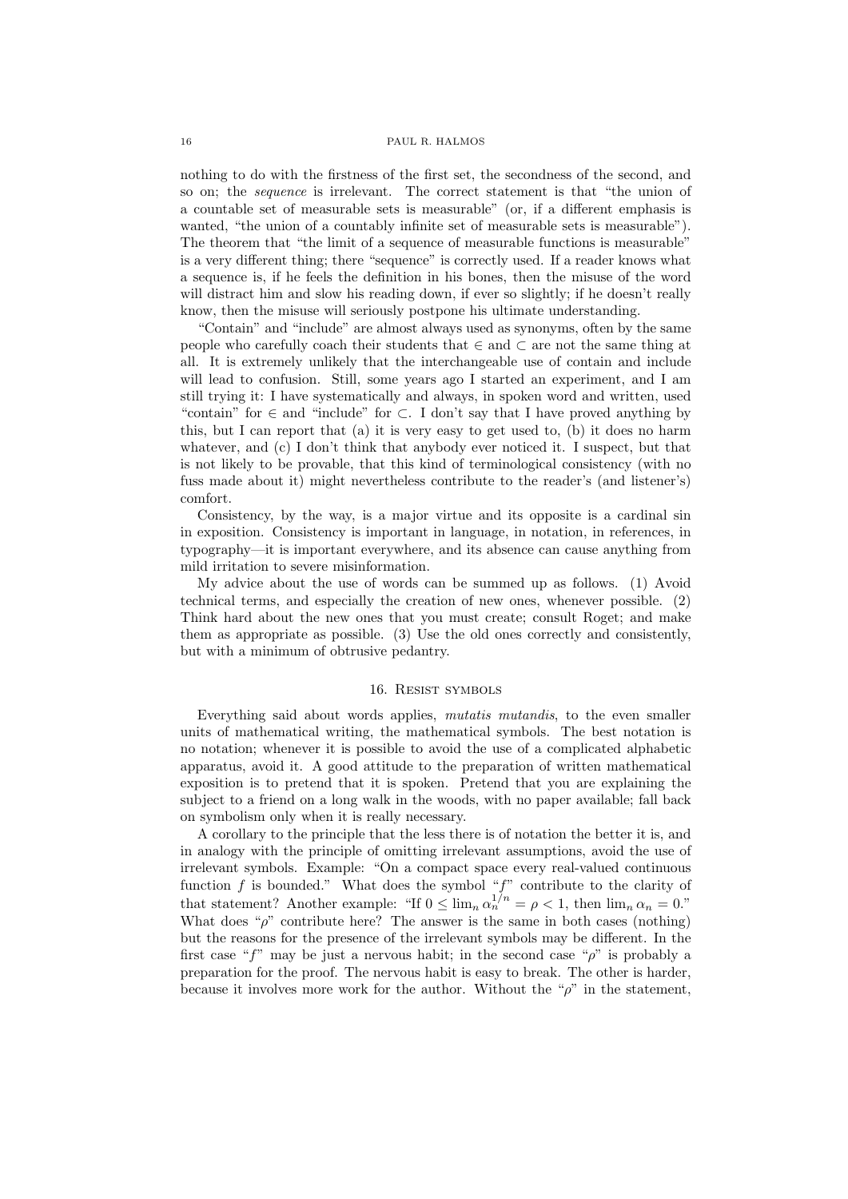nothing to do with the firstness of the first set, the secondness of the second, and so on; the *sequence* is irrelevant. The correct statement is that "the union of a countable set of measurable sets is measurable" (or, if a different emphasis is wanted, "the union of a countably infinite set of measurable sets is measurable"). The theorem that "the limit of a sequence of measurable functions is measurable" is a very different thing; there "sequence" is correctly used. If a reader knows what a sequence is, if he feels the definition in his bones, then the misuse of the word will distract him and slow his reading down, if ever so slightly; if he doesn't really know, then the misuse will seriously postpone his ultimate understanding.

"Contain" and "include" are almost always used as synonyms, often by the same people who carefully coach their students that $\in$ and $\subset$ are not the same thing at all. It is extremely unlikely that the interchangeable use of contain and include will lead to confusion. Still, some years ago I started an experiment, and I am still trying it: I have systematically and always, in spoken word and written, used "contain" for $\in$ and "include" for $\subset$. I don't say that I have proved anything by this, but I can report that (a) it is very easy to get used to, (b) it does no harm whatever, and (c) I don't think that anybody ever noticed it. I suspect, but that is not likely to be provable, that this kind of terminological consistency (with no fuss made about it) might nevertheless contribute to the reader's (and listener's) comfort.

Consistency, by the way, is a major virtue and its opposite is a cardinal sin in exposition. Consistency is important in language, in notation, in references, in typography—it is important everywhere, and its absence can cause anything from mild irritation to severe misinformation.

My advice about the use of words can be summed up as follows. (1) Avoid technical terms, and especially the creation of new ones, whenever possible. (2) Think hard about the new ones that you must create; consult Roget; and make them as appropriate as possible. (3) Use the old ones correctly and consistently, but with a minimum of obtrusive pedantry.

## 16. Resist symbols

Everything said about words applies, *mutatis mutandis*, to the even smaller units of mathematical writing, the mathematical symbols. The best notation is no notation; whenever it is possible to avoid the use of a complicated alphabetic apparatus, avoid it. A good attitude to the preparation of written mathematical exposition is to pretend that it is spoken. Pretend that you are explaining the subject to a friend on a long walk in the woods, with no paper available; fall back on symbolism only when it is really necessary.

A corollary to the principle that the less there is of notation the better it is, and in analogy with the principle of omitting irrelevant assumptions, avoid the use of irrelevant symbols. Example: "On a compact space every real-valued continuous function $f$ is bounded." What does the symbol "$f$" contribute to the clarity of that statement? Another example: "If $0 \leq \lim_n \alpha_n^{1/n} = \rho < 1$, then $\lim_n \alpha_n = 0$." What does "$\rho$" contribute here? The answer is the same in both cases (nothing) but the reasons for the presence of the irrelevant symbols may be different. In the first case "$f$" may be just a nervous habit; in the second case "$\rho$" is probably a preparation for the proof. The nervous habit is easy to break. The other is harder, because it involves more work for the author. Without the "$\rho$" in the statement,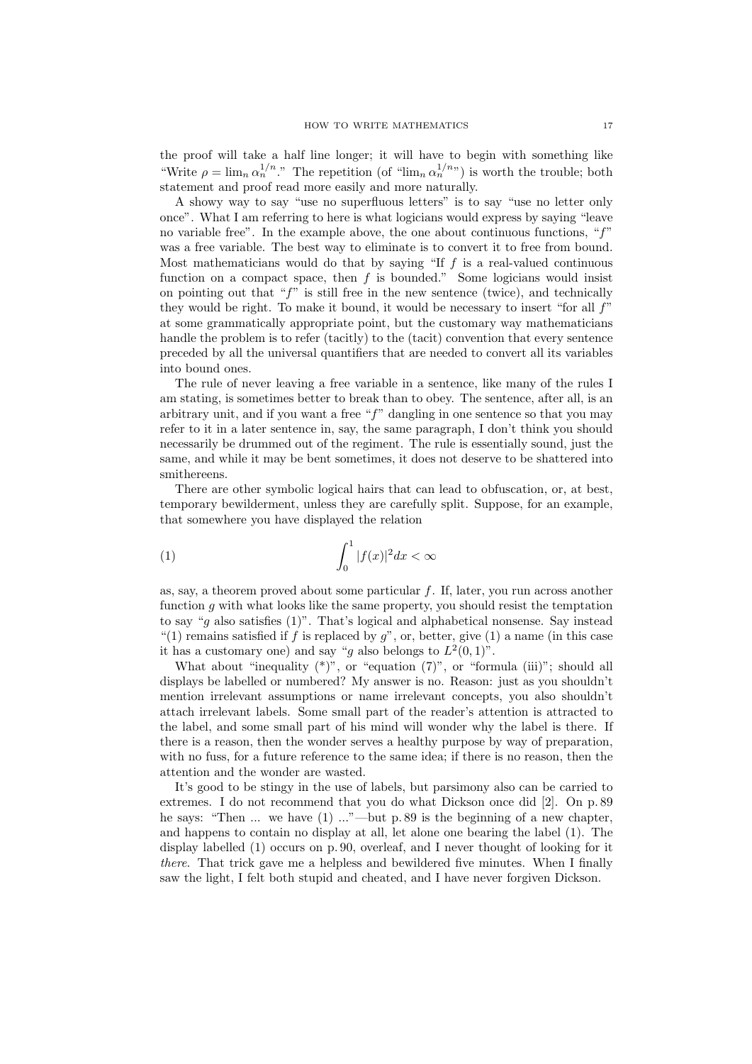the proof will take a half line longer; it will have to begin with something like "Write $\rho = \lim_n \alpha_n^{1/n}$." The repetition (of "$\lim_n \alpha_n^{1/n}$") is worth the trouble; both statement and proof read more easily and more naturally.

A showy way to say "use no superfluous letters" is to say "use no letter only once". What I am referring to here is what logicians would express by saying "leave no variable free". In the example above, the one about continuous functions, "$f$" was a free variable. The best way to eliminate is to convert it to free from bound. Most mathematicians would do that by saying "If $f$ is a real-valued continuous function on a compact space, then $f$ is bounded." Some logicians would insist on pointing out that "$f$" is still free in the new sentence (twice), and technically they would be right. To make it bound, it would be necessary to insert "for all $f$" at some grammatically appropriate point, but the customary way mathematicians handle the problem is to refer (tacitly) to the (tacit) convention that every sentence preceded by all the universal quantifiers that are needed to convert all its variables into bound ones.

The rule of never leaving a free variable in a sentence, like many of the rules I am stating, is sometimes better to break than to obey. The sentence, after all, is an arbitrary unit, and if you want a free "$f$" dangling in one sentence so that you may refer to it in a later sentence in, say, the same paragraph, I don't think you should necessarily be drummed out of the regiment. The rule is essentially sound, just the same, and while it may be bent sometimes, it does not deserve to be shattered into smithereens.

There are other symbolic logical hairs that can lead to obfuscation, or, at best, temporary bewilderment, unless they are carefully split. Suppose, for an example, that somewhere you have displayed the relation

$$\int_0^1 |f(x)|^2 dx < \infty \tag{1}$$

as, say, a theorem proved about some particular $f$. If, later, you run across another function $g$ with what looks like the same property, you should resist the temptation to say "$g$ also satisfies (1)". That's logical and alphabetical nonsense. Say instead "(1) remains satisfied if $f$ is replaced by $g$", or, better, give (1) a name (in this case it has a customary one) and say "$g$ also belongs to $L^2(0, 1)$".

What about "inequality (*)", or "equation (7)", or "formula (iii)"; should all displays be labelled or numbered? My answer is no. Reason: just as you shouldn't mention irrelevant assumptions or name irrelevant concepts, you also shouldn't attach irrelevant labels. Some small part of the reader's attention is attracted to the label, and some small part of his mind will wonder why the label is there. If there is a reason, then the wonder serves a healthy purpose by way of preparation, with no fuss, for a future reference to the same idea; if there is no reason, then the attention and the wonder are wasted.

It's good to be stingy in the use of labels, but parsimony also can be carried to extremes. I do not recommend that you do what Dickson once did [2]. On p. 89 he says: "Then ... we have (1) ..."—but p. 89 is the beginning of a new chapter, and happens to contain no display at all, let alone one bearing the label (1). The display labelled (1) occurs on p. 90, overleaf, and I never thought of looking for it *there*. That trick gave me a helpless and bewildered five minutes. When I finally saw the light, I felt both stupid and cheated, and I have never forgiven Dickson.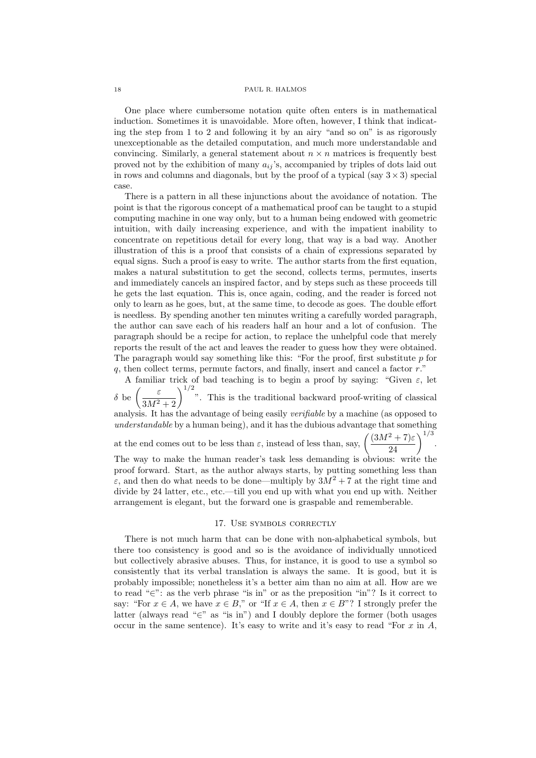One place where cumbersome notation quite often enters is in mathematical induction. Sometimes it is unavoidable. More often, however, I think that indicating the step from 1 to 2 and following it by an airy "and so on" is as rigorously unexceptionable as the detailed computation, and much more understandable and convincing. Similarly, a general statement about $n \times n$ matrices is frequently best proved not by the exhibition of many $a_{ij}$'s, accompanied by triples of dots laid out in rows and columns and diagonals, but by the proof of a typical (say $3 \times 3$) special case.

There is a pattern in all these injunctions about the avoidance of notation. The point is that the rigorous concept of a mathematical proof can be taught to a stupid computing machine in one way only, but to a human being endowed with geometric intuition, with daily increasing experience, and with the impatient inability to concentrate on repetitious detail for every long, that way is a bad way. Another illustration of this is a proof that consists of a chain of expressions separated by equal signs. Such a proof is easy to write. The author starts from the first equation, makes a natural substitution to get the second, collects terms, permutes, inserts and immediately cancels an inspired factor, and by steps such as these proceeds till he gets the last equation. This is, once again, coding, and the reader is forced not only to learn as he goes, but, at the same time, to decode as goes. The double effort is needless. By spending another ten minutes writing a carefully worded paragraph, the author can save each of his readers half an hour and a lot of confusion. The paragraph should be a recipe for action, to replace the unhelpful code that merely reports the result of the act and leaves the reader to guess how they were obtained. The paragraph would say something like this: "For the proof, first substitute $p$ for $q$, then collect terms, permute factors, and finally, insert and cancel a factor $r$."

A familiar trick of bad teaching is to begin a proof by saying: "Given $\varepsilon$, let $\delta$ be $\left(\dfrac{\varepsilon}{3M^2+2}\right)^{1/2}$". This is the traditional backward proof-writing of classical analysis. It has the advantage of being easily *verifiable* by a machine (as opposed to *understandable* by a human being), and it has the dubious advantage that something at the end comes out to be less than $\varepsilon$, instead of less than, say, $\left(\dfrac{(3M^2+7)\varepsilon}{24}\right)^{1/3}$. The way to make the human reader's task less demanding is obvious: write the proof forward. Start, as the author always starts, by putting something less than $\varepsilon$, and then do what needs to be done—multiply by $3M^2+7$ at the right time and divide by 24 latter, etc., etc.—till you end up with what you end up with. Neither arrangement is elegant, but the forward one is graspable and rememberable.

## 17. Use symbols correctly

There is not much harm that can be done with non-alphabetical symbols, but there too consistency is good and so is the avoidance of individually unnoticed but collectively abrasive abuses. Thus, for instance, it is good to use a symbol so consistently that its verbal translation is always the same. It is good, but it is probably impossible; nonetheless it's a better aim than no aim at all. How are we to read "$\in$": as the verb phrase "is in" or as the preposition "in"? Is it correct to say: "For $x \in A$, we have $x \in B$," or "If $x \in A$, then $x \in B$"? I strongly prefer the latter (always read "$\in$" as "is in") and I doubly deplore the former (both usages occur in the same sentence). It's easy to write and it's easy to read "For $x$ in $A$,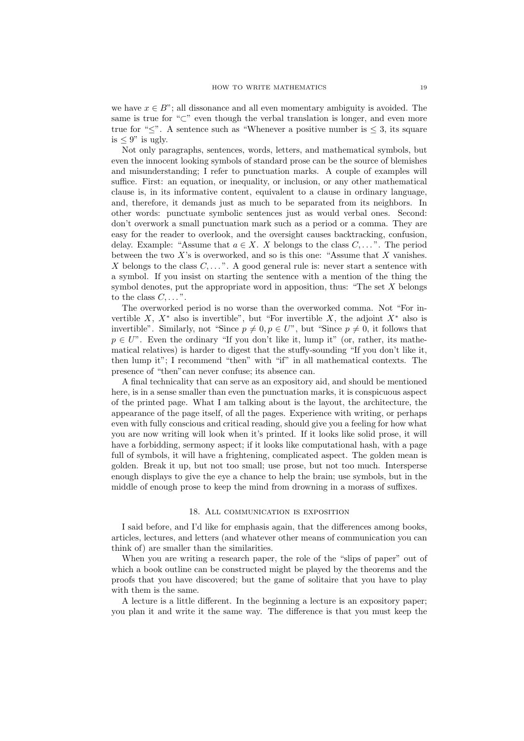we have $x \in B$"; all dissonance and all even momentary ambiguity is avoided. The same is true for "$\subset$" even though the verbal translation is longer, and even more true for "$\leq$". A sentence such as "Whenever a positive number is $\leq 3$, its square is $\leq 9$" is ugly.

Not only paragraphs, sentences, words, letters, and mathematical symbols, but even the innocent looking symbols of standard prose can be the source of blemishes and misunderstanding; I refer to punctuation marks. A couple of examples will suffice. First: an equation, or inequality, or inclusion, or any other mathematical clause is, in its informative content, equivalent to a clause in ordinary language, and, therefore, it demands just as much to be separated from its neighbors. In other words: punctuate symbolic sentences just as would verbal ones. Second: don't overwork a small punctuation mark such as a period or a comma. They are easy for the reader to overlook, and the oversight causes backtracking, confusion, delay. Example: "Assume that $a \in X$. $X$ belongs to the class $C, \ldots$". The period between the two $X$'s is overworked, and so is this one: "Assume that $X$ vanishes. $X$ belongs to the class $C, \ldots$". A good general rule is: never start a sentence with a symbol. If you insist on starting the sentence with a mention of the thing the symbol denotes, put the appropriate word in apposition, thus: "The set $X$ belongs to the class $C, \ldots$".

The overworked period is no worse than the overworked comma. Not "For invertible $X$, $X^*$ also is invertible", but "For invertible $X$, the adjoint $X^*$ also is invertible". Similarly, not "Since $p \neq 0, p \in U$", but "Since $p \neq 0$, it follows that $p \in U$". Even the ordinary "If you don't like it, lump it" (or, rather, its mathematical relatives) is harder to digest that the stuffy-sounding "If you don't like it, then lump it"; I recommend "then" with "if" in all mathematical contexts. The presence of "then"can never confuse; its absence can.

A final technicality that can serve as an expository aid, and should be mentioned here, is in a sense smaller than even the punctuation marks, it is conspicuous aspect of the printed page. What I am talking about is the layout, the architecture, the appearance of the page itself, of all the pages. Experience with writing, or perhaps even with fully conscious and critical reading, should give you a feeling for how what you are now writing will look when it's printed. If it looks like solid prose, it will have a forbidding, sermony aspect; if it looks like computational hash, with a page full of symbols, it will have a frightening, complicated aspect. The golden mean is golden. Break it up, but not too small; use prose, but not too much. Intersperse enough displays to give the eye a chance to help the brain; use symbols, but in the middle of enough prose to keep the mind from drowning in a morass of suffixes.

## 18. All communication is exposition

I said before, and I'd like for emphasis again, that the differences among books, articles, lectures, and letters (and whatever other means of communication you can think of) are smaller than the similarities.

When you are writing a research paper, the role of the "slips of paper" out of which a book outline can be constructed might be played by the theorems and the proofs that you have discovered; but the game of solitaire that you have to play with them is the same.

A lecture is a little different. In the beginning a lecture is an expository paper; you plan it and write it the same way. The difference is that you must keep the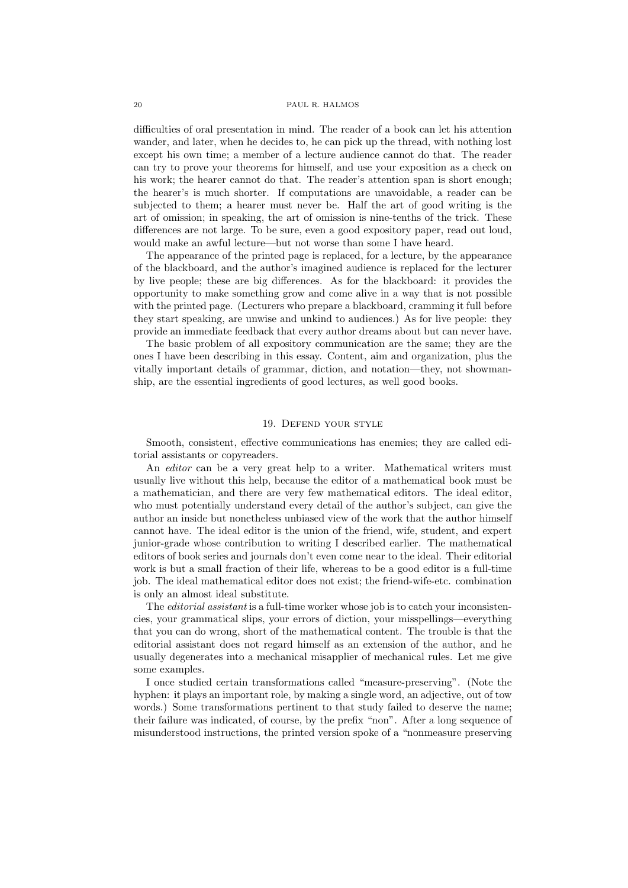difficulties of oral presentation in mind. The reader of a book can let his attention wander, and later, when he decides to, he can pick up the thread, with nothing lost except his own time; a member of a lecture audience cannot do that. The reader can try to prove your theorems for himself, and use your exposition as a check on his work; the hearer cannot do that. The reader's attention span is short enough; the hearer's is much shorter. If computations are unavoidable, a reader can be subjected to them; a hearer must never be. Half the art of good writing is the art of omission; in speaking, the art of omission is nine-tenths of the trick. These differences are not large. To be sure, even a good expository paper, read out loud, would make an awful lecture—but not worse than some I have heard.

The appearance of the printed page is replaced, for a lecture, by the appearance of the blackboard, and the author's imagined audience is replaced for the lecturer by live people; these are big differences. As for the blackboard: it provides the opportunity to make something grow and come alive in a way that is not possible with the printed page. (Lecturers who prepare a blackboard, cramming it full before they start speaking, are unwise and unkind to audiences.) As for live people: they provide an immediate feedback that every author dreams about but can never have.

The basic problem of all expository communication are the same; they are the ones I have been describing in this essay. Content, aim and organization, plus the vitally important details of grammar, diction, and notation—they, not showmanship, are the essential ingredients of good lectures, as well good books.

## 19. Defend your style

Smooth, consistent, effective communications has enemies; they are called editorial assistants or copyreaders.

An *editor* can be a very great help to a writer. Mathematical writers must usually live without this help, because the editor of a mathematical book must be a mathematician, and there are very few mathematical editors. The ideal editor, who must potentially understand every detail of the author's subject, can give the author an inside but nonetheless unbiased view of the work that the author himself cannot have. The ideal editor is the union of the friend, wife, student, and expert junior-grade whose contribution to writing I described earlier. The mathematical editors of book series and journals don't even come near to the ideal. Their editorial work is but a small fraction of their life, whereas to be a good editor is a full-time job. The ideal mathematical editor does not exist; the friend-wife-etc. combination is only an almost ideal substitute.

The *editorial assistant* is a full-time worker whose job is to catch your inconsistencies, your grammatical slips, your errors of diction, your misspellings—everything that you can do wrong, short of the mathematical content. The trouble is that the editorial assistant does not regard himself as an extension of the author, and he usually degenerates into a mechanical misapplier of mechanical rules. Let me give some examples.

I once studied certain transformations called "measure-preserving". (Note the hyphen: it plays an important role, by making a single word, an adjective, out of tow words.) Some transformations pertinent to that study failed to deserve the name; their failure was indicated, of course, by the prefix "non". After a long sequence of misunderstood instructions, the printed version spoke of a "nonmeasure preserving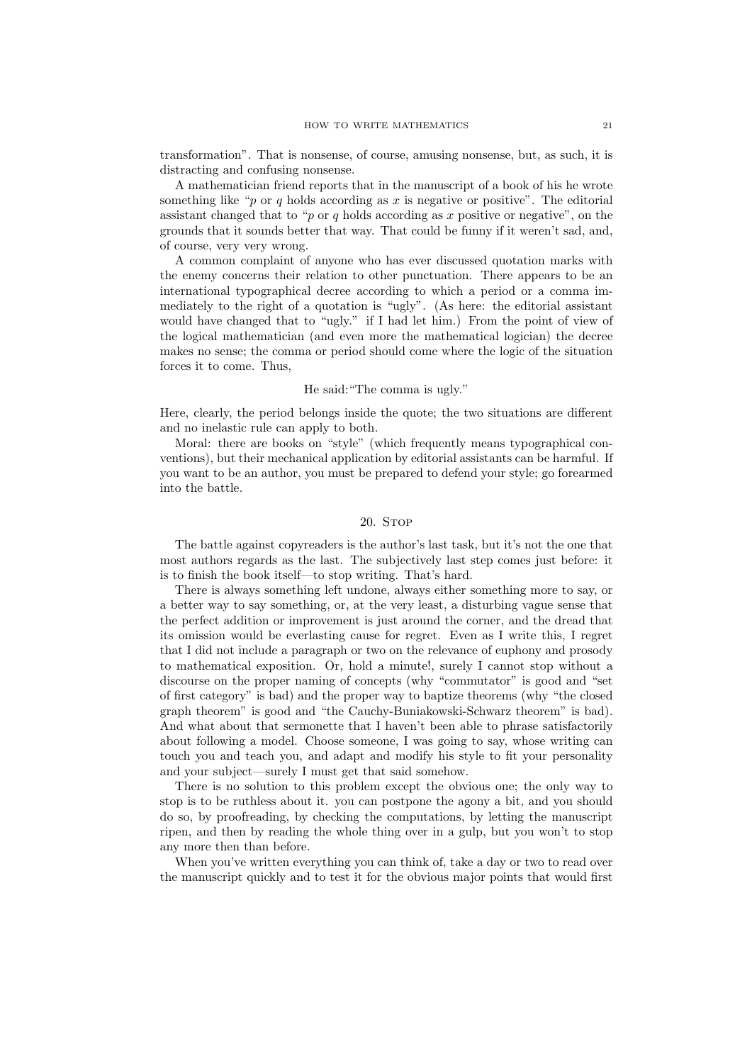transformation". That is nonsense, of course, amusing nonsense, but, as such, it is distracting and confusing nonsense.

A mathematician friend reports that in the manuscript of a book of his he wrote something like "$p$ or $q$ holds according as $x$ is negative or positive". The editorial assistant changed that to "$p$ or $q$ holds according as $x$ positive or negative", on the grounds that it sounds better that way. That could be funny if it weren't sad, and, of course, very very wrong.

A common complaint of anyone who has ever discussed quotation marks with the enemy concerns their relation to other punctuation. There appears to be an international typographical decree according to which a period or a comma immediately to the right of a quotation is "ugly". (As here: the editorial assistant would have changed that to "ugly." if I had let him.) From the point of view of the logical mathematician (and even more the mathematical logician) the decree makes no sense; the comma or period should come where the logic of the situation forces it to come. Thus,

He said:"The comma is ugly."

Here, clearly, the period belongs inside the quote; the two situations are different and no inelastic rule can apply to both.

Moral: there are books on "style" (which frequently means typographical conventions), but their mechanical application by editorial assistants can be harmful. If you want to be an author, you must be prepared to defend your style; go forearmed into the battle.

## 20. Stop

The battle against copyreaders is the author's last task, but it's not the one that most authors regards as the last. The subjectively last step comes just before: it is to finish the book itself—to stop writing. That's hard.

There is always something left undone, always either something more to say, or a better way to say something, or, at the very least, a disturbing vague sense that the perfect addition or improvement is just around the corner, and the dread that its omission would be everlasting cause for regret. Even as I write this, I regret that I did not include a paragraph or two on the relevance of euphony and prosody to mathematical exposition. Or, hold a minute!, surely I cannot stop without a discourse on the proper naming of concepts (why "commutator" is good and "set of first category" is bad) and the proper way to baptize theorems (why "the closed graph theorem" is good and "the Cauchy-Buniakowski-Schwarz theorem" is bad). And what about that sermonette that I haven't been able to phrase satisfactorily about following a model. Choose someone, I was going to say, whose writing can touch you and teach you, and adapt and modify his style to fit your personality and your subject—surely I must get that said somehow.

There is no solution to this problem except the obvious one; the only way to stop is to be ruthless about it. you can postpone the agony a bit, and you should do so, by proofreading, by checking the computations, by letting the manuscript ripen, and then by reading the whole thing over in a gulp, but you won't to stop any more then than before.

When you've written everything you can think of, take a day or two to read over the manuscript quickly and to test it for the obvious major points that would first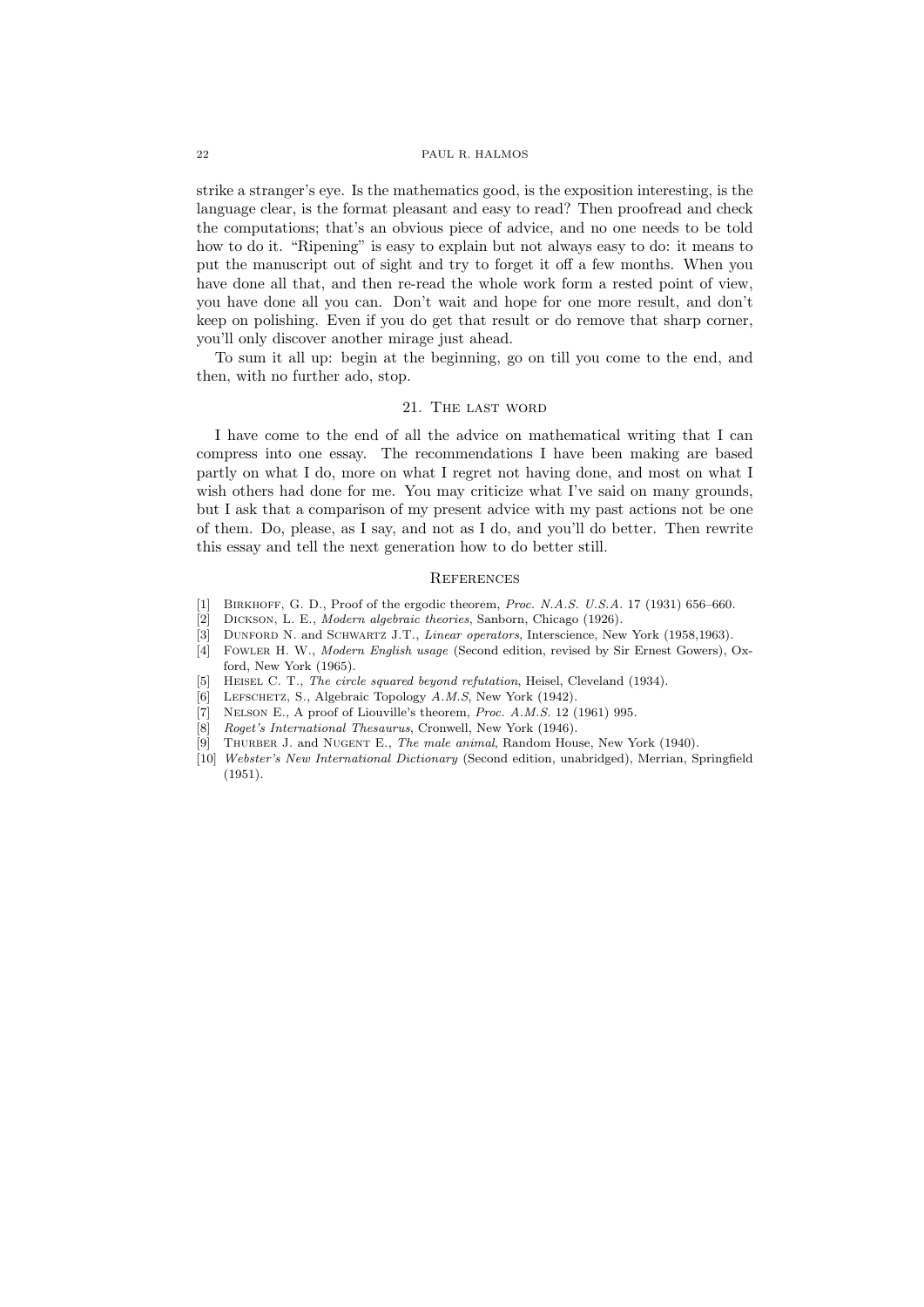strike a stranger's eye. Is the mathematics good, is the exposition interesting, is the language clear, is the format pleasant and easy to read? Then proofread and check the computations; that's an obvious piece of advice, and no one needs to be told how to do it. "Ripening" is easy to explain but not always easy to do: it means to put the manuscript out of sight and try to forget it off a few months. When you have done all that, and then re-read the whole work form a rested point of view, you have done all you can. Don't wait and hope for one more result, and don't keep on polishing. Even if you do get that result or do remove that sharp corner, you'll only discover another mirage just ahead.

To sum it all up: begin at the beginning, go on till you come to the end, and then, with no further ado, stop.

## 21. The last word

I have come to the end of all the advice on mathematical writing that I can compress into one essay. The recommendations I have been making are based partly on what I do, more on what I regret not having done, and most on what I wish others had done for me. You may criticize what I've said on many grounds, but I ask that a comparison of my present advice with my past actions not be one of them. Do, please, as I say, and not as I do, and you'll do better. Then rewrite this essay and tell the next generation how to do better still.

## References

[1] Birkhoff, G. D., Proof of the ergodic theorem, *Proc. N.A.S. U.S.A.* 17 (1931) 656–660.
[2] Dickson, L. E., *Modern algebraic theories*, Sanborn, Chicago (1926).
[3] Dunford N. and Schwartz J.T., *Linear operators*, Interscience, New York (1958,1963).
[4] Fowler H. W., *Modern English usage* (Second edition, revised by Sir Ernest Gowers), Oxford, New York (1965).
[5] Heisel C. T., *The circle squared beyond refutation*, Heisel, Cleveland (1934).
[6] Lefschetz, S., Algebraic Topology *A.M.S*, New York (1942).
[7] Nelson E., A proof of Liouville's theorem, *Proc. A.M.S.* 12 (1961) 995.
[8] *Roget's International Thesaurus*, Cronwell, New York (1946).
[9] Thurber J. and Nugent E., *The male animal*, Random House, New York (1940).
[10] *Webster's New International Dictionary* (Second edition, unabridged), Merrian, Springfield (1951).